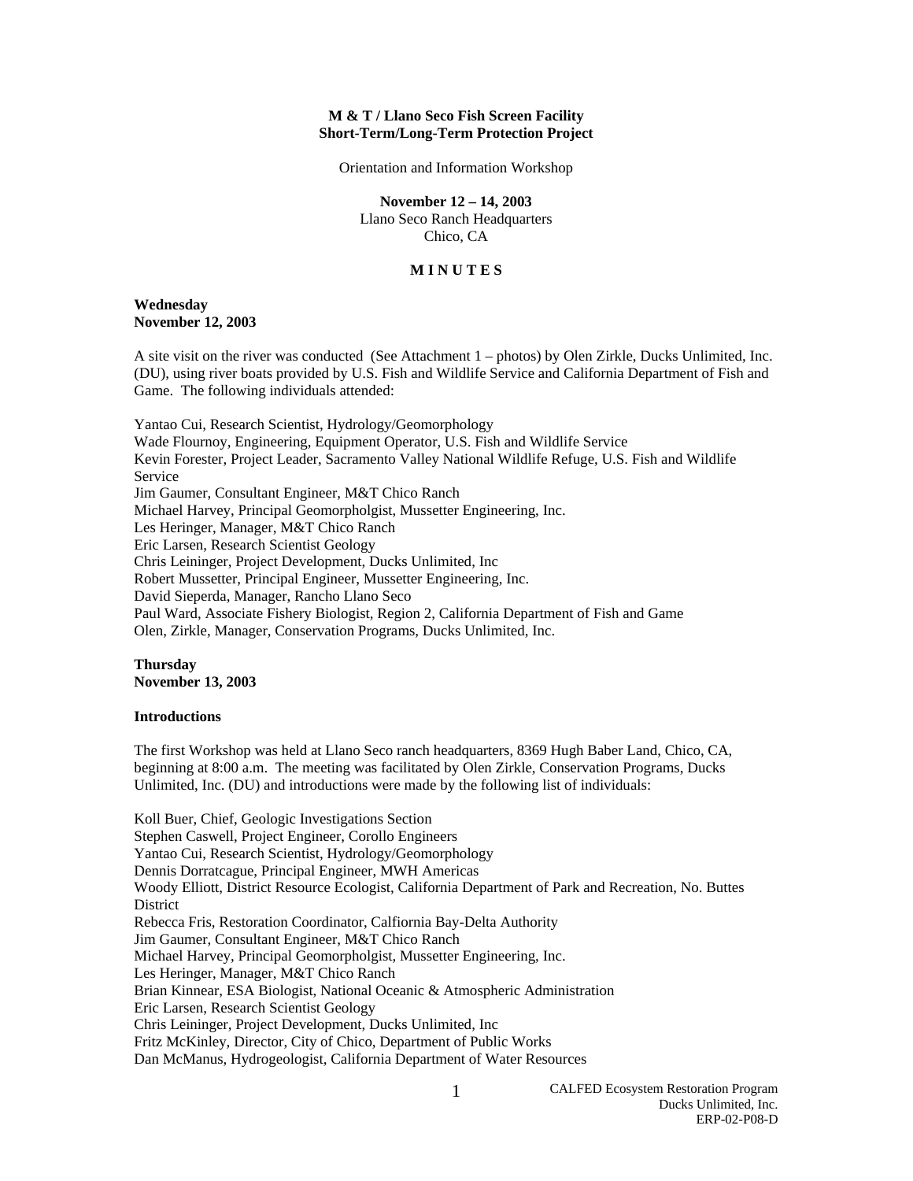**M & T / Llano Seco Fish Screen Facility**
**Short-Term/Long-Term Protection Project**

Orientation and Information Workshop

**November 12 – 14, 2003**
Llano Seco Ranch Headquarters
Chico, CA

**M I N U T E S**

**Wednesday**
**November 12, 2003**

A site visit on the river was conducted (See Attachment 1 – photos) by Olen Zirkle, Ducks Unlimited, Inc. (DU), using river boats provided by U.S. Fish and Wildlife Service and California Department of Fish and Game. The following individuals attended:

Yantao Cui, Research Scientist, Hydrology/Geomorphology
Wade Flournoy, Engineering, Equipment Operator, U.S. Fish and Wildlife Service
Kevin Forester, Project Leader, Sacramento Valley National Wildlife Refuge, U.S. Fish and Wildlife Service
Jim Gaumer, Consultant Engineer, M&T Chico Ranch
Michael Harvey, Principal Geomorpholgist, Mussetter Engineering, Inc.
Les Heringer, Manager, M&T Chico Ranch
Eric Larsen, Research Scientist Geology
Chris Leininger, Project Development, Ducks Unlimited, Inc
Robert Mussetter, Principal Engineer, Mussetter Engineering, Inc.
David Sieperda, Manager, Rancho Llano Seco
Paul Ward, Associate Fishery Biologist, Region 2, California Department of Fish and Game
Olen, Zirkle, Manager, Conservation Programs, Ducks Unlimited, Inc.

**Thursday**
**November 13, 2003**

**Introductions**

The first Workshop was held at Llano Seco ranch headquarters, 8369 Hugh Baber Land, Chico, CA, beginning at 8:00 a.m. The meeting was facilitated by Olen Zirkle, Conservation Programs, Ducks Unlimited, Inc. (DU) and introductions were made by the following list of individuals:

Koll Buer, Chief, Geologic Investigations Section
Stephen Caswell, Project Engineer, Corollo Engineers
Yantao Cui, Research Scientist, Hydrology/Geomorphology
Dennis Dorratcague, Principal Engineer, MWH Americas
Woody Elliott, District Resource Ecologist, California Department of Park and Recreation, No. Buttes District
Rebecca Fris, Restoration Coordinator, Calfiornia Bay-Delta Authority
Jim Gaumer, Consultant Engineer, M&T Chico Ranch
Michael Harvey, Principal Geomorpholgist, Mussetter Engineering, Inc.
Les Heringer, Manager, M&T Chico Ranch
Brian Kinnear, ESA Biologist, National Oceanic & Atmospheric Administration
Eric Larsen, Research Scientist Geology
Chris Leininger, Project Development, Ducks Unlimited, Inc
Fritz McKinley, Director, City of Chico, Department of Public Works
Dan McManus, Hydrogeologist, California Department of Water Resources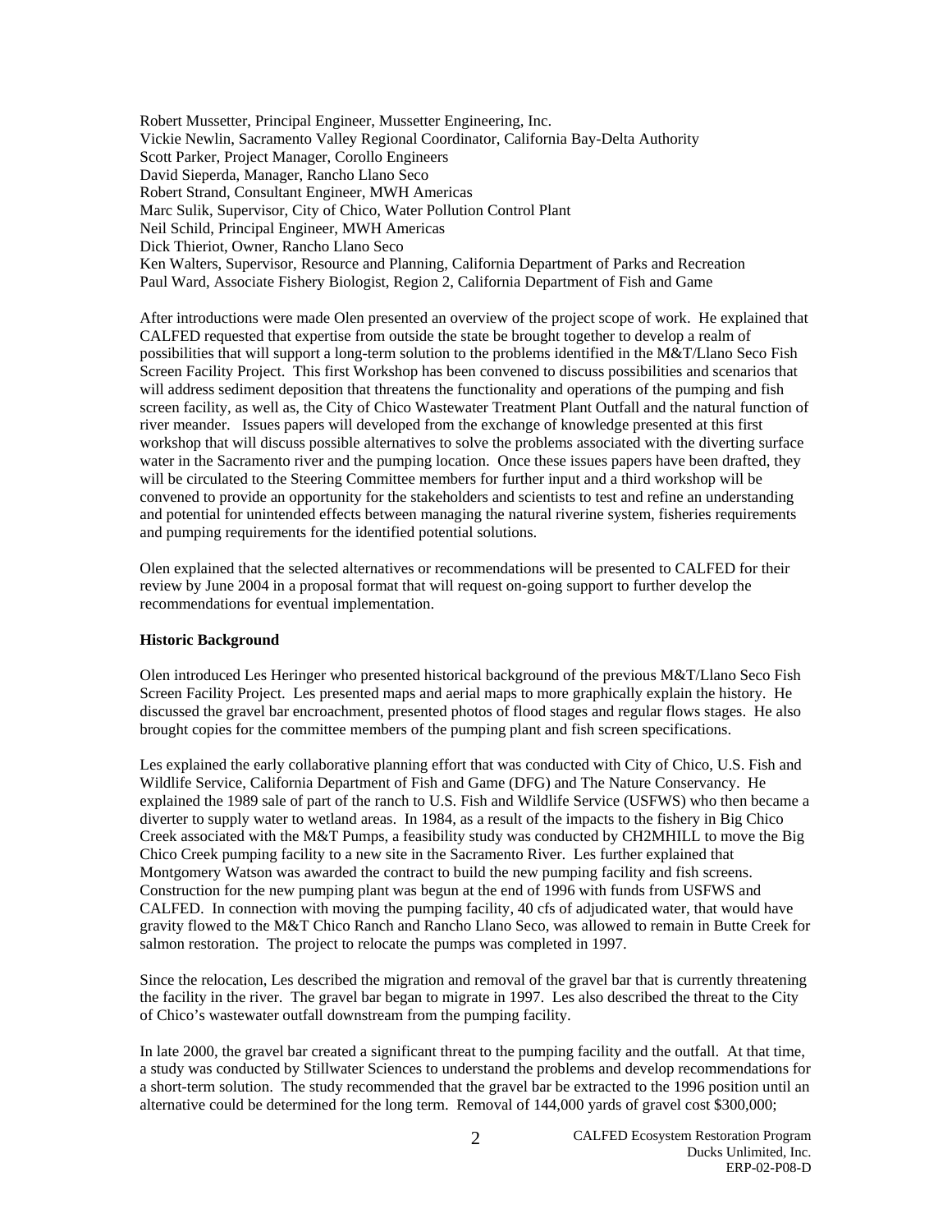Robert Mussetter, Principal Engineer, Mussetter Engineering, Inc.
Vickie Newlin, Sacramento Valley Regional Coordinator, California Bay-Delta Authority
Scott Parker, Project Manager, Corollo Engineers
David Sieperda, Manager, Rancho Llano Seco
Robert Strand, Consultant Engineer, MWH Americas
Marc Sulik, Supervisor, City of Chico, Water Pollution Control Plant
Neil Schild, Principal Engineer, MWH Americas
Dick Thieriot, Owner, Rancho Llano Seco
Ken Walters, Supervisor, Resource and Planning, California Department of Parks and Recreation
Paul Ward, Associate Fishery Biologist, Region 2, California Department of Fish and Game

After introductions were made Olen presented an overview of the project scope of work. He explained that CALFED requested that expertise from outside the state be brought together to develop a realm of possibilities that will support a long-term solution to the problems identified in the M&T/Llano Seco Fish Screen Facility Project. This first Workshop has been convened to discuss possibilities and scenarios that will address sediment deposition that threatens the functionality and operations of the pumping and fish screen facility, as well as, the City of Chico Wastewater Treatment Plant Outfall and the natural function of river meander. Issues papers will developed from the exchange of knowledge presented at this first workshop that will discuss possible alternatives to solve the problems associated with the diverting surface water in the Sacramento river and the pumping location. Once these issues papers have been drafted, they will be circulated to the Steering Committee members for further input and a third workshop will be convened to provide an opportunity for the stakeholders and scientists to test and refine an understanding and potential for unintended effects between managing the natural riverine system, fisheries requirements and pumping requirements for the identified potential solutions.

Olen explained that the selected alternatives or recommendations will be presented to CALFED for their review by June 2004 in a proposal format that will request on-going support to further develop the recommendations for eventual implementation.

**Historic Background**

Olen introduced Les Heringer who presented historical background of the previous M&T/Llano Seco Fish Screen Facility Project. Les presented maps and aerial maps to more graphically explain the history. He discussed the gravel bar encroachment, presented photos of flood stages and regular flows stages. He also brought copies for the committee members of the pumping plant and fish screen specifications.

Les explained the early collaborative planning effort that was conducted with City of Chico, U.S. Fish and Wildlife Service, California Department of Fish and Game (DFG) and The Nature Conservancy. He explained the 1989 sale of part of the ranch to U.S. Fish and Wildlife Service (USFWS) who then became a diverter to supply water to wetland areas. In 1984, as a result of the impacts to the fishery in Big Chico Creek associated with the M&T Pumps, a feasibility study was conducted by CH2MHILL to move the Big Chico Creek pumping facility to a new site in the Sacramento River. Les further explained that Montgomery Watson was awarded the contract to build the new pumping facility and fish screens. Construction for the new pumping plant was begun at the end of 1996 with funds from USFWS and CALFED. In connection with moving the pumping facility, 40 cfs of adjudicated water, that would have gravity flowed to the M&T Chico Ranch and Rancho Llano Seco, was allowed to remain in Butte Creek for salmon restoration. The project to relocate the pumps was completed in 1997.

Since the relocation, Les described the migration and removal of the gravel bar that is currently threatening the facility in the river. The gravel bar began to migrate in 1997. Les also described the threat to the City of Chico's wastewater outfall downstream from the pumping facility.

In late 2000, the gravel bar created a significant threat to the pumping facility and the outfall. At that time, a study was conducted by Stillwater Sciences to understand the problems and develop recommendations for a short-term solution. The study recommended that the gravel bar be extracted to the 1996 position until an alternative could be determined for the long term. Removal of 144,000 yards of gravel cost $300,000;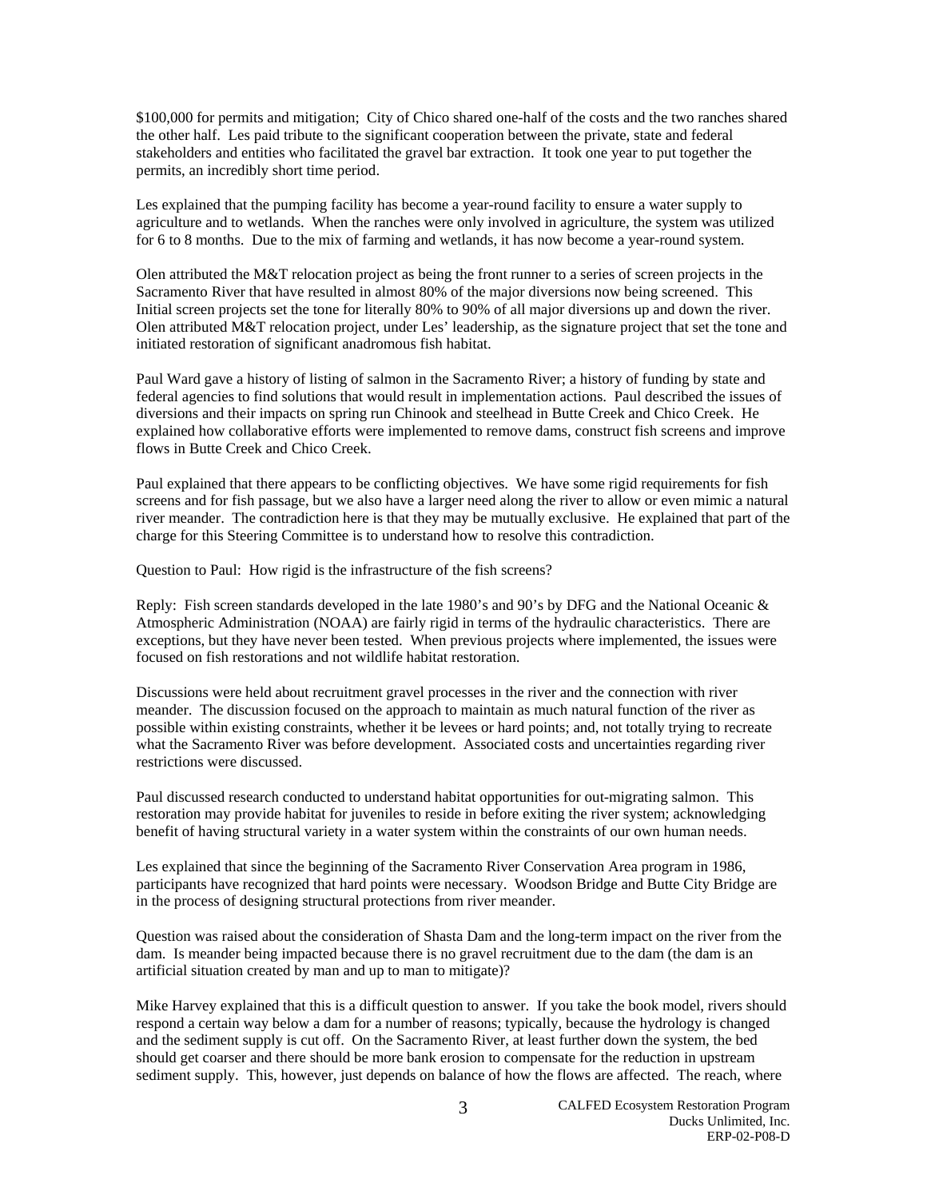$100,000 for permits and mitigation; City of Chico shared one-half of the costs and the two ranches shared the other half. Les paid tribute to the significant cooperation between the private, state and federal stakeholders and entities who facilitated the gravel bar extraction. It took one year to put together the permits, an incredibly short time period.

Les explained that the pumping facility has become a year-round facility to ensure a water supply to agriculture and to wetlands. When the ranches were only involved in agriculture, the system was utilized for 6 to 8 months. Due to the mix of farming and wetlands, it has now become a year-round system.

Olen attributed the M&T relocation project as being the front runner to a series of screen projects in the Sacramento River that have resulted in almost 80% of the major diversions now being screened. This Initial screen projects set the tone for literally 80% to 90% of all major diversions up and down the river. Olen attributed M&T relocation project, under Les' leadership, as the signature project that set the tone and initiated restoration of significant anadromous fish habitat.

Paul Ward gave a history of listing of salmon in the Sacramento River; a history of funding by state and federal agencies to find solutions that would result in implementation actions. Paul described the issues of diversions and their impacts on spring run Chinook and steelhead in Butte Creek and Chico Creek. He explained how collaborative efforts were implemented to remove dams, construct fish screens and improve flows in Butte Creek and Chico Creek.

Paul explained that there appears to be conflicting objectives. We have some rigid requirements for fish screens and for fish passage, but we also have a larger need along the river to allow or even mimic a natural river meander. The contradiction here is that they may be mutually exclusive. He explained that part of the charge for this Steering Committee is to understand how to resolve this contradiction.

Question to Paul: How rigid is the infrastructure of the fish screens?

Reply: Fish screen standards developed in the late 1980's and 90's by DFG and the National Oceanic & Atmospheric Administration (NOAA) are fairly rigid in terms of the hydraulic characteristics. There are exceptions, but they have never been tested. When previous projects where implemented, the issues were focused on fish restorations and not wildlife habitat restoration.

Discussions were held about recruitment gravel processes in the river and the connection with river meander. The discussion focused on the approach to maintain as much natural function of the river as possible within existing constraints, whether it be levees or hard points; and, not totally trying to recreate what the Sacramento River was before development. Associated costs and uncertainties regarding river restrictions were discussed.

Paul discussed research conducted to understand habitat opportunities for out-migrating salmon. This restoration may provide habitat for juveniles to reside in before exiting the river system; acknowledging benefit of having structural variety in a water system within the constraints of our own human needs.

Les explained that since the beginning of the Sacramento River Conservation Area program in 1986, participants have recognized that hard points were necessary. Woodson Bridge and Butte City Bridge are in the process of designing structural protections from river meander.

Question was raised about the consideration of Shasta Dam and the long-term impact on the river from the dam. Is meander being impacted because there is no gravel recruitment due to the dam (the dam is an artificial situation created by man and up to man to mitigate)?

Mike Harvey explained that this is a difficult question to answer. If you take the book model, rivers should respond a certain way below a dam for a number of reasons; typically, because the hydrology is changed and the sediment supply is cut off. On the Sacramento River, at least further down the system, the bed should get coarser and there should be more bank erosion to compensate for the reduction in upstream sediment supply. This, however, just depends on balance of how the flows are affected. The reach, where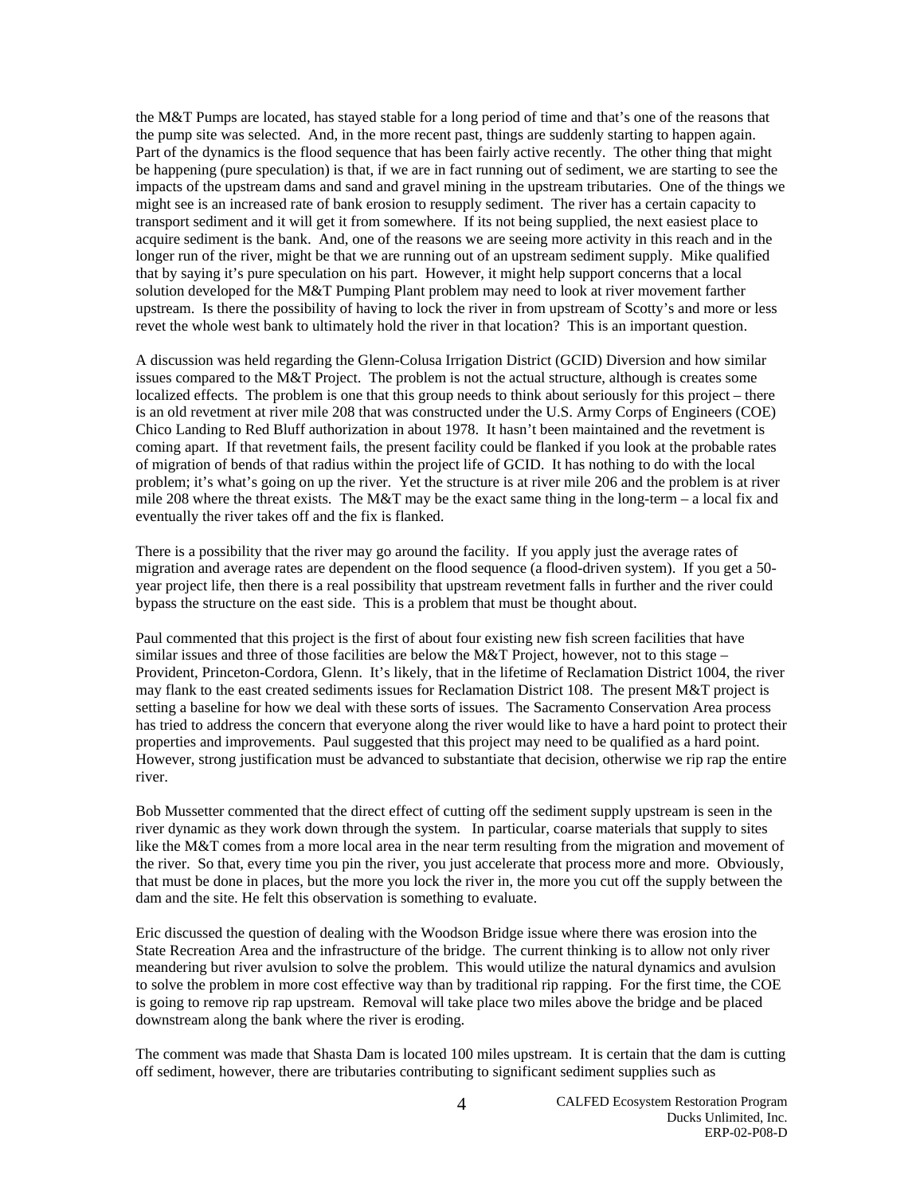the M&T Pumps are located, has stayed stable for a long period of time and that's one of the reasons that the pump site was selected. And, in the more recent past, things are suddenly starting to happen again. Part of the dynamics is the flood sequence that has been fairly active recently. The other thing that might be happening (pure speculation) is that, if we are in fact running out of sediment, we are starting to see the impacts of the upstream dams and sand and gravel mining in the upstream tributaries. One of the things we might see is an increased rate of bank erosion to resupply sediment. The river has a certain capacity to transport sediment and it will get it from somewhere. If its not being supplied, the next easiest place to acquire sediment is the bank. And, one of the reasons we are seeing more activity in this reach and in the longer run of the river, might be that we are running out of an upstream sediment supply. Mike qualified that by saying it's pure speculation on his part. However, it might help support concerns that a local solution developed for the M&T Pumping Plant problem may need to look at river movement farther upstream. Is there the possibility of having to lock the river in from upstream of Scotty's and more or less revet the whole west bank to ultimately hold the river in that location? This is an important question.

A discussion was held regarding the Glenn-Colusa Irrigation District (GCID) Diversion and how similar issues compared to the M&T Project. The problem is not the actual structure, although is creates some localized effects. The problem is one that this group needs to think about seriously for this project – there is an old revetment at river mile 208 that was constructed under the U.S. Army Corps of Engineers (COE) Chico Landing to Red Bluff authorization in about 1978. It hasn't been maintained and the revetment is coming apart. If that revetment fails, the present facility could be flanked if you look at the probable rates of migration of bends of that radius within the project life of GCID. It has nothing to do with the local problem; it's what's going on up the river. Yet the structure is at river mile 206 and the problem is at river mile 208 where the threat exists. The M&T may be the exact same thing in the long-term – a local fix and eventually the river takes off and the fix is flanked.

There is a possibility that the river may go around the facility. If you apply just the average rates of migration and average rates are dependent on the flood sequence (a flood-driven system). If you get a 50-year project life, then there is a real possibility that upstream revetment falls in further and the river could bypass the structure on the east side. This is a problem that must be thought about.

Paul commented that this project is the first of about four existing new fish screen facilities that have similar issues and three of those facilities are below the M&T Project, however, not to this stage – Provident, Princeton-Cordora, Glenn. It's likely, that in the lifetime of Reclamation District 1004, the river may flank to the east created sediments issues for Reclamation District 108. The present M&T project is setting a baseline for how we deal with these sorts of issues. The Sacramento Conservation Area process has tried to address the concern that everyone along the river would like to have a hard point to protect their properties and improvements. Paul suggested that this project may need to be qualified as a hard point. However, strong justification must be advanced to substantiate that decision, otherwise we rip rap the entire river.

Bob Mussetter commented that the direct effect of cutting off the sediment supply upstream is seen in the river dynamic as they work down through the system. In particular, coarse materials that supply to sites like the M&T comes from a more local area in the near term resulting from the migration and movement of the river. So that, every time you pin the river, you just accelerate that process more and more. Obviously, that must be done in places, but the more you lock the river in, the more you cut off the supply between the dam and the site. He felt this observation is something to evaluate.

Eric discussed the question of dealing with the Woodson Bridge issue where there was erosion into the State Recreation Area and the infrastructure of the bridge. The current thinking is to allow not only river meandering but river avulsion to solve the problem. This would utilize the natural dynamics and avulsion to solve the problem in more cost effective way than by traditional rip rapping. For the first time, the COE is going to remove rip rap upstream. Removal will take place two miles above the bridge and be placed downstream along the bank where the river is eroding.

The comment was made that Shasta Dam is located 100 miles upstream. It is certain that the dam is cutting off sediment, however, there are tributaries contributing to significant sediment supplies such as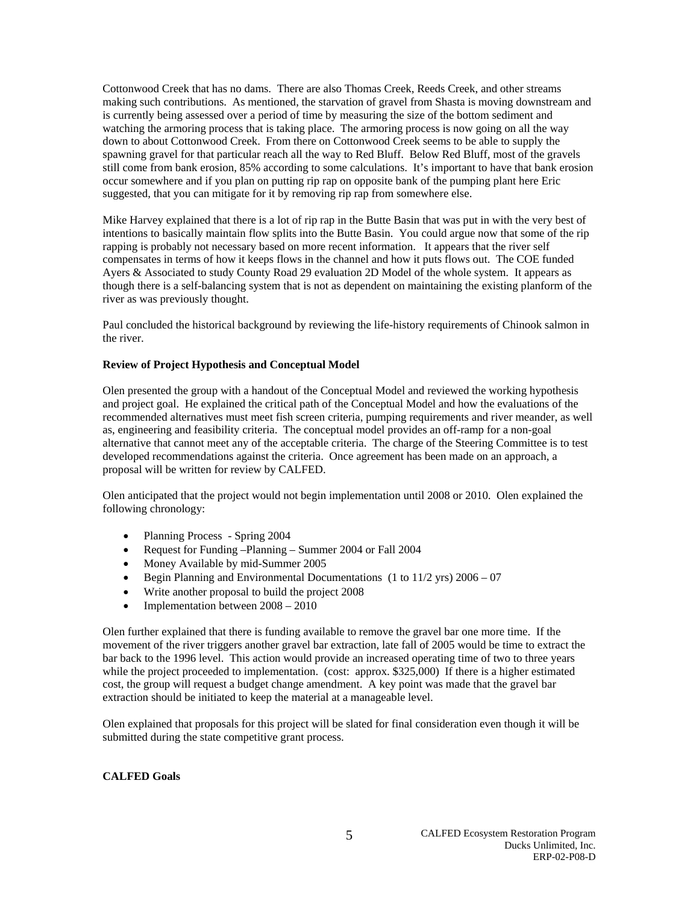Cottonwood Creek that has no dams. There are also Thomas Creek, Reeds Creek, and other streams making such contributions. As mentioned, the starvation of gravel from Shasta is moving downstream and is currently being assessed over a period of time by measuring the size of the bottom sediment and watching the armoring process that is taking place. The armoring process is now going on all the way down to about Cottonwood Creek. From there on Cottonwood Creek seems to be able to supply the spawning gravel for that particular reach all the way to Red Bluff. Below Red Bluff, most of the gravels still come from bank erosion, 85% according to some calculations. It's important to have that bank erosion occur somewhere and if you plan on putting rip rap on opposite bank of the pumping plant here Eric suggested, that you can mitigate for it by removing rip rap from somewhere else.

Mike Harvey explained that there is a lot of rip rap in the Butte Basin that was put in with the very best of intentions to basically maintain flow splits into the Butte Basin. You could argue now that some of the rip rapping is probably not necessary based on more recent information. It appears that the river self compensates in terms of how it keeps flows in the channel and how it puts flows out. The COE funded Ayers & Associated to study County Road 29 evaluation 2D Model of the whole system. It appears as though there is a self-balancing system that is not as dependent on maintaining the existing planform of the river as was previously thought.

Paul concluded the historical background by reviewing the life-history requirements of Chinook salmon in the river.

**Review of Project Hypothesis and Conceptual Model**

Olen presented the group with a handout of the Conceptual Model and reviewed the working hypothesis and project goal. He explained the critical path of the Conceptual Model and how the evaluations of the recommended alternatives must meet fish screen criteria, pumping requirements and river meander, as well as, engineering and feasibility criteria. The conceptual model provides an off-ramp for a non-goal alternative that cannot meet any of the acceptable criteria. The charge of the Steering Committee is to test developed recommendations against the criteria. Once agreement has been made on an approach, a proposal will be written for review by CALFED.

Olen anticipated that the project would not begin implementation until 2008 or 2010. Olen explained the following chronology:

- Planning Process - Spring 2004
- Request for Funding –Planning – Summer 2004 or Fall 2004
- Money Available by mid-Summer 2005
- Begin Planning and Environmental Documentations (1 to 11/2 yrs) 2006 – 07
- Write another proposal to build the project 2008
- Implementation between 2008 – 2010

Olen further explained that there is funding available to remove the gravel bar one more time. If the movement of the river triggers another gravel bar extraction, late fall of 2005 would be time to extract the bar back to the 1996 level. This action would provide an increased operating time of two to three years while the project proceeded to implementation. (cost: approx. $325,000) If there is a higher estimated cost, the group will request a budget change amendment. A key point was made that the gravel bar extraction should be initiated to keep the material at a manageable level.

Olen explained that proposals for this project will be slated for final consideration even though it will be submitted during the state competitive grant process.

**CALFED Goals**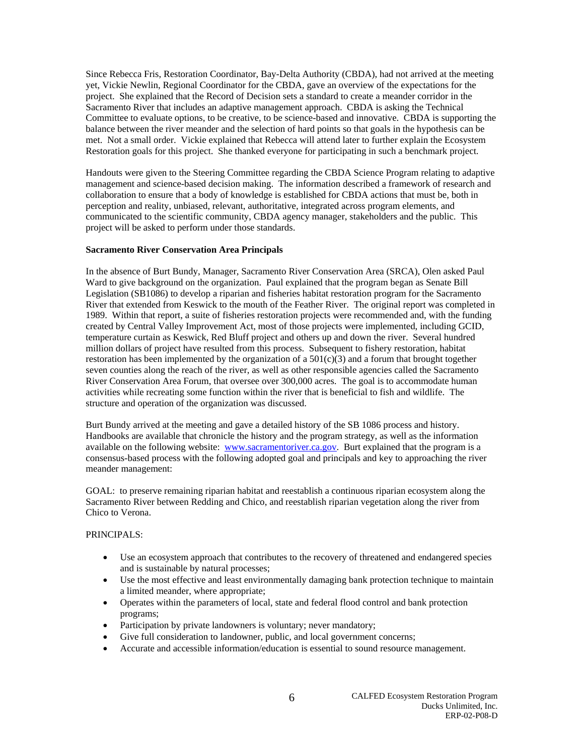Since Rebecca Fris, Restoration Coordinator, Bay-Delta Authority (CBDA), had not arrived at the meeting yet, Vickie Newlin, Regional Coordinator for the CBDA, gave an overview of the expectations for the project. She explained that the Record of Decision sets a standard to create a meander corridor in the Sacramento River that includes an adaptive management approach. CBDA is asking the Technical Committee to evaluate options, to be creative, to be science-based and innovative. CBDA is supporting the balance between the river meander and the selection of hard points so that goals in the hypothesis can be met. Not a small order. Vickie explained that Rebecca will attend later to further explain the Ecosystem Restoration goals for this project. She thanked everyone for participating in such a benchmark project.

Handouts were given to the Steering Committee regarding the CBDA Science Program relating to adaptive management and science-based decision making. The information described a framework of research and collaboration to ensure that a body of knowledge is established for CBDA actions that must be, both in perception and reality, unbiased, relevant, authoritative, integrated across program elements, and communicated to the scientific community, CBDA agency manager, stakeholders and the public. This project will be asked to perform under those standards.

**Sacramento River Conservation Area Principals**

In the absence of Burt Bundy, Manager, Sacramento River Conservation Area (SRCA), Olen asked Paul Ward to give background on the organization. Paul explained that the program began as Senate Bill Legislation (SB1086) to develop a riparian and fisheries habitat restoration program for the Sacramento River that extended from Keswick to the mouth of the Feather River. The original report was completed in 1989. Within that report, a suite of fisheries restoration projects were recommended and, with the funding created by Central Valley Improvement Act, most of those projects were implemented, including GCID, temperature curtain as Keswick, Red Bluff project and others up and down the river. Several hundred million dollars of project have resulted from this process. Subsequent to fishery restoration, habitat restoration has been implemented by the organization of a 501(c)(3) and a forum that brought together seven counties along the reach of the river, as well as other responsible agencies called the Sacramento River Conservation Area Forum, that oversee over 300,000 acres. The goal is to accommodate human activities while recreating some function within the river that is beneficial to fish and wildlife. The structure and operation of the organization was discussed.

Burt Bundy arrived at the meeting and gave a detailed history of the SB 1086 process and history. Handbooks are available that chronicle the history and the program strategy, as well as the information available on the following website: www.sacramentoriver.ca.gov. Burt explained that the program is a consensus-based process with the following adopted goal and principals and key to approaching the river meander management:

GOAL: to preserve remaining riparian habitat and reestablish a continuous riparian ecosystem along the Sacramento River between Redding and Chico, and reestablish riparian vegetation along the river from Chico to Verona.

PRINCIPALS:

- Use an ecosystem approach that contributes to the recovery of threatened and endangered species and is sustainable by natural processes;
- Use the most effective and least environmentally damaging bank protection technique to maintain a limited meander, where appropriate;
- Operates within the parameters of local, state and federal flood control and bank protection programs;
- Participation by private landowners is voluntary; never mandatory;
- Give full consideration to landowner, public, and local government concerns;
- Accurate and accessible information/education is essential to sound resource management.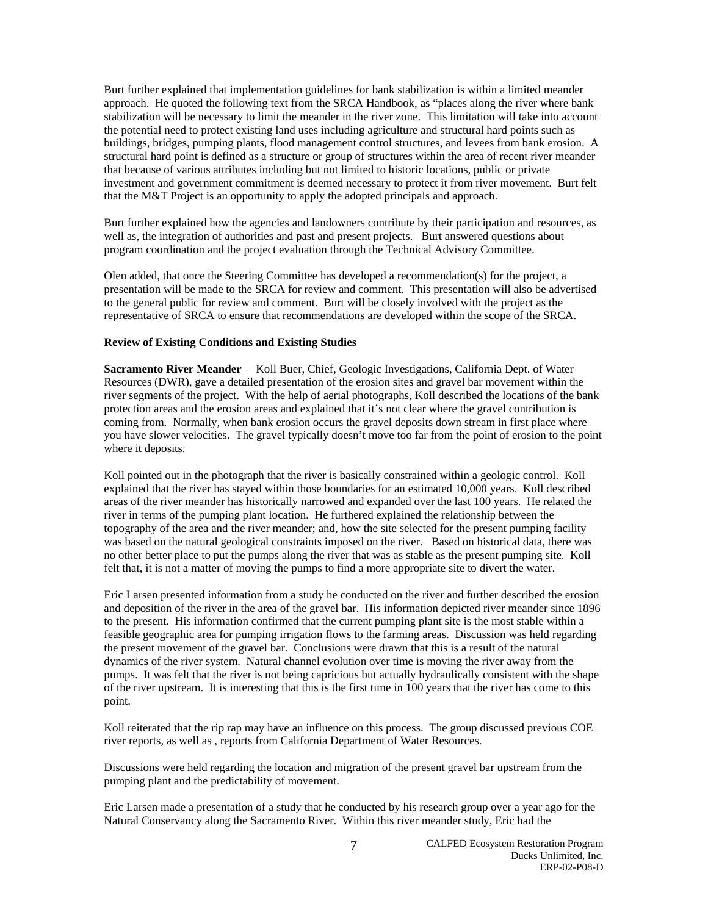Burt further explained that implementation guidelines for bank stabilization is within a limited meander approach. He quoted the following text from the SRCA Handbook, as "places along the river where bank stabilization will be necessary to limit the meander in the river zone. This limitation will take into account the potential need to protect existing land uses including agriculture and structural hard points such as buildings, bridges, pumping plants, flood management control structures, and levees from bank erosion. A structural hard point is defined as a structure or group of structures within the area of recent river meander that because of various attributes including but not limited to historic locations, public or private investment and government commitment is deemed necessary to protect it from river movement. Burt felt that the M&T Project is an opportunity to apply the adopted principals and approach.

Burt further explained how the agencies and landowners contribute by their participation and resources, as well as, the integration of authorities and past and present projects. Burt answered questions about program coordination and the project evaluation through the Technical Advisory Committee.

Olen added, that once the Steering Committee has developed a recommendation(s) for the project, a presentation will be made to the SRCA for review and comment. This presentation will also be advertised to the general public for review and comment. Burt will be closely involved with the project as the representative of SRCA to ensure that recommendations are developed within the scope of the SRCA.

**Review of Existing Conditions and Existing Studies**

**Sacramento River Meander** – Koll Buer, Chief, Geologic Investigations, California Dept. of Water Resources (DWR), gave a detailed presentation of the erosion sites and gravel bar movement within the river segments of the project. With the help of aerial photographs, Koll described the locations of the bank protection areas and the erosion areas and explained that it's not clear where the gravel contribution is coming from. Normally, when bank erosion occurs the gravel deposits down stream in first place where you have slower velocities. The gravel typically doesn't move too far from the point of erosion to the point where it deposits.

Koll pointed out in the photograph that the river is basically constrained within a geologic control. Koll explained that the river has stayed within those boundaries for an estimated 10,000 years. Koll described areas of the river meander has historically narrowed and expanded over the last 100 years. He related the river in terms of the pumping plant location. He furthered explained the relationship between the topography of the area and the river meander; and, how the site selected for the present pumping facility was based on the natural geological constraints imposed on the river. Based on historical data, there was no other better place to put the pumps along the river that was as stable as the present pumping site. Koll felt that, it is not a matter of moving the pumps to find a more appropriate site to divert the water.

Eric Larsen presented information from a study he conducted on the river and further described the erosion and deposition of the river in the area of the gravel bar. His information depicted river meander since 1896 to the present. His information confirmed that the current pumping plant site is the most stable within a feasible geographic area for pumping irrigation flows to the farming areas. Discussion was held regarding the present movement of the gravel bar. Conclusions were drawn that this is a result of the natural dynamics of the river system. Natural channel evolution over time is moving the river away from the pumps. It was felt that the river is not being capricious but actually hydraulically consistent with the shape of the river upstream. It is interesting that this is the first time in 100 years that the river has come to this point.

Koll reiterated that the rip rap may have an influence on this process. The group discussed previous COE river reports, as well as , reports from California Department of Water Resources.

Discussions were held regarding the location and migration of the present gravel bar upstream from the pumping plant and the predictability of movement.

Eric Larsen made a presentation of a study that he conducted by his research group over a year ago for the Natural Conservancy along the Sacramento River. Within this river meander study, Eric had the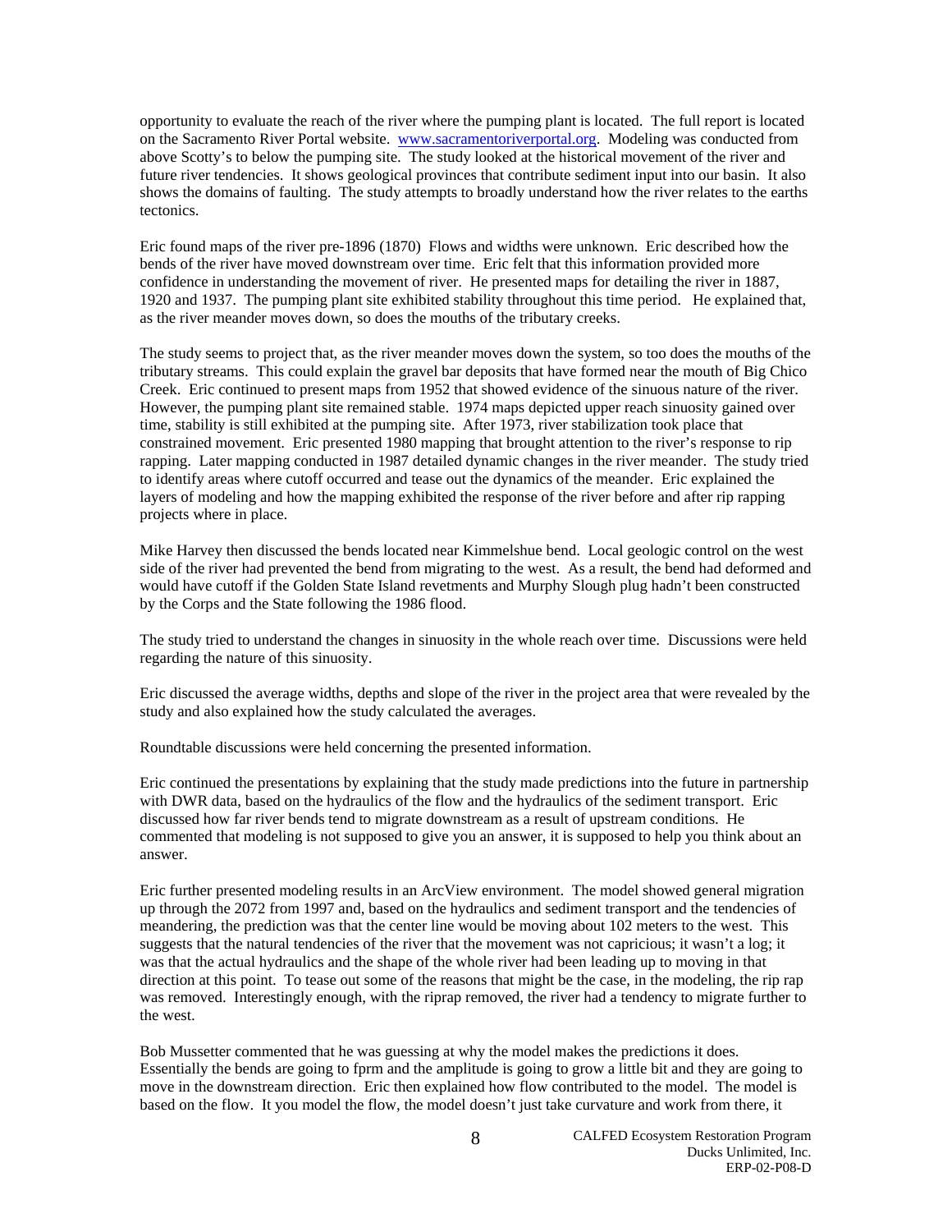opportunity to evaluate the reach of the river where the pumping plant is located. The full report is located on the Sacramento River Portal website. www.sacramentoriverportal.org. Modeling was conducted from above Scotty's to below the pumping site. The study looked at the historical movement of the river and future river tendencies. It shows geological provinces that contribute sediment input into our basin. It also shows the domains of faulting. The study attempts to broadly understand how the river relates to the earths tectonics.

Eric found maps of the river pre-1896 (1870) Flows and widths were unknown. Eric described how the bends of the river have moved downstream over time. Eric felt that this information provided more confidence in understanding the movement of river. He presented maps for detailing the river in 1887, 1920 and 1937. The pumping plant site exhibited stability throughout this time period. He explained that, as the river meander moves down, so does the mouths of the tributary creeks.

The study seems to project that, as the river meander moves down the system, so too does the mouths of the tributary streams. This could explain the gravel bar deposits that have formed near the mouth of Big Chico Creek. Eric continued to present maps from 1952 that showed evidence of the sinuous nature of the river. However, the pumping plant site remained stable. 1974 maps depicted upper reach sinuosity gained over time, stability is still exhibited at the pumping site. After 1973, river stabilization took place that constrained movement. Eric presented 1980 mapping that brought attention to the river's response to rip rapping. Later mapping conducted in 1987 detailed dynamic changes in the river meander. The study tried to identify areas where cutoff occurred and tease out the dynamics of the meander. Eric explained the layers of modeling and how the mapping exhibited the response of the river before and after rip rapping projects where in place.

Mike Harvey then discussed the bends located near Kimmelshue bend. Local geologic control on the west side of the river had prevented the bend from migrating to the west. As a result, the bend had deformed and would have cutoff if the Golden State Island revetments and Murphy Slough plug hadn't been constructed by the Corps and the State following the 1986 flood.

The study tried to understand the changes in sinuosity in the whole reach over time. Discussions were held regarding the nature of this sinuosity.

Eric discussed the average widths, depths and slope of the river in the project area that were revealed by the study and also explained how the study calculated the averages.

Roundtable discussions were held concerning the presented information.

Eric continued the presentations by explaining that the study made predictions into the future in partnership with DWR data, based on the hydraulics of the flow and the hydraulics of the sediment transport. Eric discussed how far river bends tend to migrate downstream as a result of upstream conditions. He commented that modeling is not supposed to give you an answer, it is supposed to help you think about an answer.

Eric further presented modeling results in an ArcView environment. The model showed general migration up through the 2072 from 1997 and, based on the hydraulics and sediment transport and the tendencies of meandering, the prediction was that the center line would be moving about 102 meters to the west. This suggests that the natural tendencies of the river that the movement was not capricious; it wasn't a log; it was that the actual hydraulics and the shape of the whole river had been leading up to moving in that direction at this point. To tease out some of the reasons that might be the case, in the modeling, the rip rap was removed. Interestingly enough, with the riprap removed, the river had a tendency to migrate further to the west.

Bob Mussetter commented that he was guessing at why the model makes the predictions it does. Essentially the bends are going to fprm and the amplitude is going to grow a little bit and they are going to move in the downstream direction. Eric then explained how flow contributed to the model. The model is based on the flow. It you model the flow, the model doesn't just take curvature and work from there, it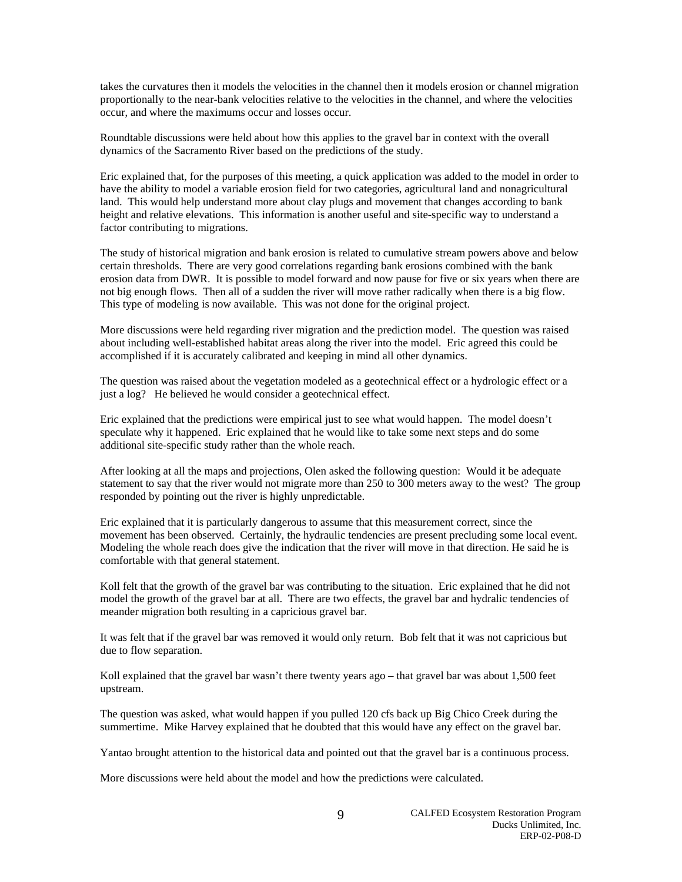takes the curvatures then it models the velocities in the channel then it models erosion or channel migration proportionally to the near-bank velocities relative to the velocities in the channel, and where the velocities occur, and where the maximums occur and losses occur.

Roundtable discussions were held about how this applies to the gravel bar in context with the overall dynamics of the Sacramento River based on the predictions of the study.

Eric explained that, for the purposes of this meeting, a quick application was added to the model in order to have the ability to model a variable erosion field for two categories, agricultural land and nonagricultural land. This would help understand more about clay plugs and movement that changes according to bank height and relative elevations. This information is another useful and site-specific way to understand a factor contributing to migrations.

The study of historical migration and bank erosion is related to cumulative stream powers above and below certain thresholds. There are very good correlations regarding bank erosions combined with the bank erosion data from DWR. It is possible to model forward and now pause for five or six years when there are not big enough flows. Then all of a sudden the river will move rather radically when there is a big flow. This type of modeling is now available. This was not done for the original project.

More discussions were held regarding river migration and the prediction model. The question was raised about including well-established habitat areas along the river into the model. Eric agreed this could be accomplished if it is accurately calibrated and keeping in mind all other dynamics.

The question was raised about the vegetation modeled as a geotechnical effect or a hydrologic effect or a just a log? He believed he would consider a geotechnical effect.

Eric explained that the predictions were empirical just to see what would happen. The model doesn't speculate why it happened. Eric explained that he would like to take some next steps and do some additional site-specific study rather than the whole reach.

After looking at all the maps and projections, Olen asked the following question: Would it be adequate statement to say that the river would not migrate more than 250 to 300 meters away to the west? The group responded by pointing out the river is highly unpredictable.

Eric explained that it is particularly dangerous to assume that this measurement correct, since the movement has been observed. Certainly, the hydraulic tendencies are present precluding some local event. Modeling the whole reach does give the indication that the river will move in that direction. He said he is comfortable with that general statement.

Koll felt that the growth of the gravel bar was contributing to the situation. Eric explained that he did not model the growth of the gravel bar at all. There are two effects, the gravel bar and hydralic tendencies of meander migration both resulting in a capricious gravel bar.

It was felt that if the gravel bar was removed it would only return. Bob felt that it was not capricious but due to flow separation.

Koll explained that the gravel bar wasn't there twenty years ago – that gravel bar was about 1,500 feet upstream.

The question was asked, what would happen if you pulled 120 cfs back up Big Chico Creek during the summertime. Mike Harvey explained that he doubted that this would have any effect on the gravel bar.

Yantao brought attention to the historical data and pointed out that the gravel bar is a continuous process.

More discussions were held about the model and how the predictions were calculated.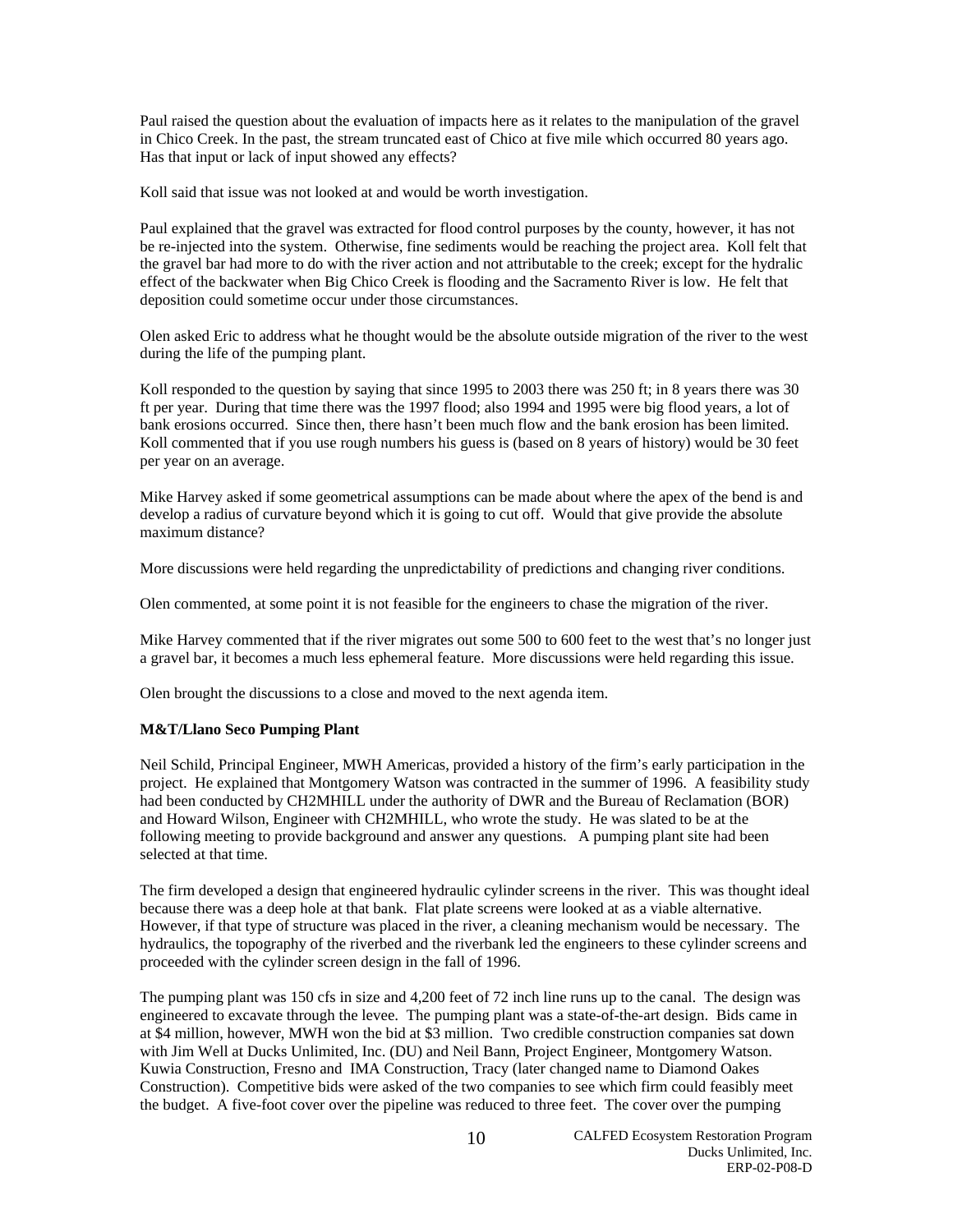Paul raised the question about the evaluation of impacts here as it relates to the manipulation of the gravel in Chico Creek. In the past, the stream truncated east of Chico at five mile which occurred 80 years ago. Has that input or lack of input showed any effects?

Koll said that issue was not looked at and would be worth investigation.

Paul explained that the gravel was extracted for flood control purposes by the county, however, it has not be re-injected into the system. Otherwise, fine sediments would be reaching the project area. Koll felt that the gravel bar had more to do with the river action and not attributable to the creek; except for the hydralic effect of the backwater when Big Chico Creek is flooding and the Sacramento River is low. He felt that deposition could sometime occur under those circumstances.

Olen asked Eric to address what he thought would be the absolute outside migration of the river to the west during the life of the pumping plant.

Koll responded to the question by saying that since 1995 to 2003 there was 250 ft; in 8 years there was 30 ft per year. During that time there was the 1997 flood; also 1994 and 1995 were big flood years, a lot of bank erosions occurred. Since then, there hasn't been much flow and the bank erosion has been limited. Koll commented that if you use rough numbers his guess is (based on 8 years of history) would be 30 feet per year on an average.

Mike Harvey asked if some geometrical assumptions can be made about where the apex of the bend is and develop a radius of curvature beyond which it is going to cut off. Would that give provide the absolute maximum distance?

More discussions were held regarding the unpredictability of predictions and changing river conditions.

Olen commented, at some point it is not feasible for the engineers to chase the migration of the river.

Mike Harvey commented that if the river migrates out some 500 to 600 feet to the west that's no longer just a gravel bar, it becomes a much less ephemeral feature. More discussions were held regarding this issue.

Olen brought the discussions to a close and moved to the next agenda item.

**M&T/Llano Seco Pumping Plant**

Neil Schild, Principal Engineer, MWH Americas, provided a history of the firm's early participation in the project. He explained that Montgomery Watson was contracted in the summer of 1996. A feasibility study had been conducted by CH2MHILL under the authority of DWR and the Bureau of Reclamation (BOR) and Howard Wilson, Engineer with CH2MHILL, who wrote the study. He was slated to be at the following meeting to provide background and answer any questions. A pumping plant site had been selected at that time.

The firm developed a design that engineered hydraulic cylinder screens in the river. This was thought ideal because there was a deep hole at that bank. Flat plate screens were looked at as a viable alternative. However, if that type of structure was placed in the river, a cleaning mechanism would be necessary. The hydraulics, the topography of the riverbed and the riverbank led the engineers to these cylinder screens and proceeded with the cylinder screen design in the fall of 1996.

The pumping plant was 150 cfs in size and 4,200 feet of 72 inch line runs up to the canal. The design was engineered to excavate through the levee. The pumping plant was a state-of-the-art design. Bids came in at \$4 million, however, MWH won the bid at \$3 million. Two credible construction companies sat down with Jim Well at Ducks Unlimited, Inc. (DU) and Neil Bann, Project Engineer, Montgomery Watson. Kuwia Construction, Fresno and IMA Construction, Tracy (later changed name to Diamond Oakes Construction). Competitive bids were asked of the two companies to see which firm could feasibly meet the budget. A five-foot cover over the pipeline was reduced to three feet. The cover over the pumping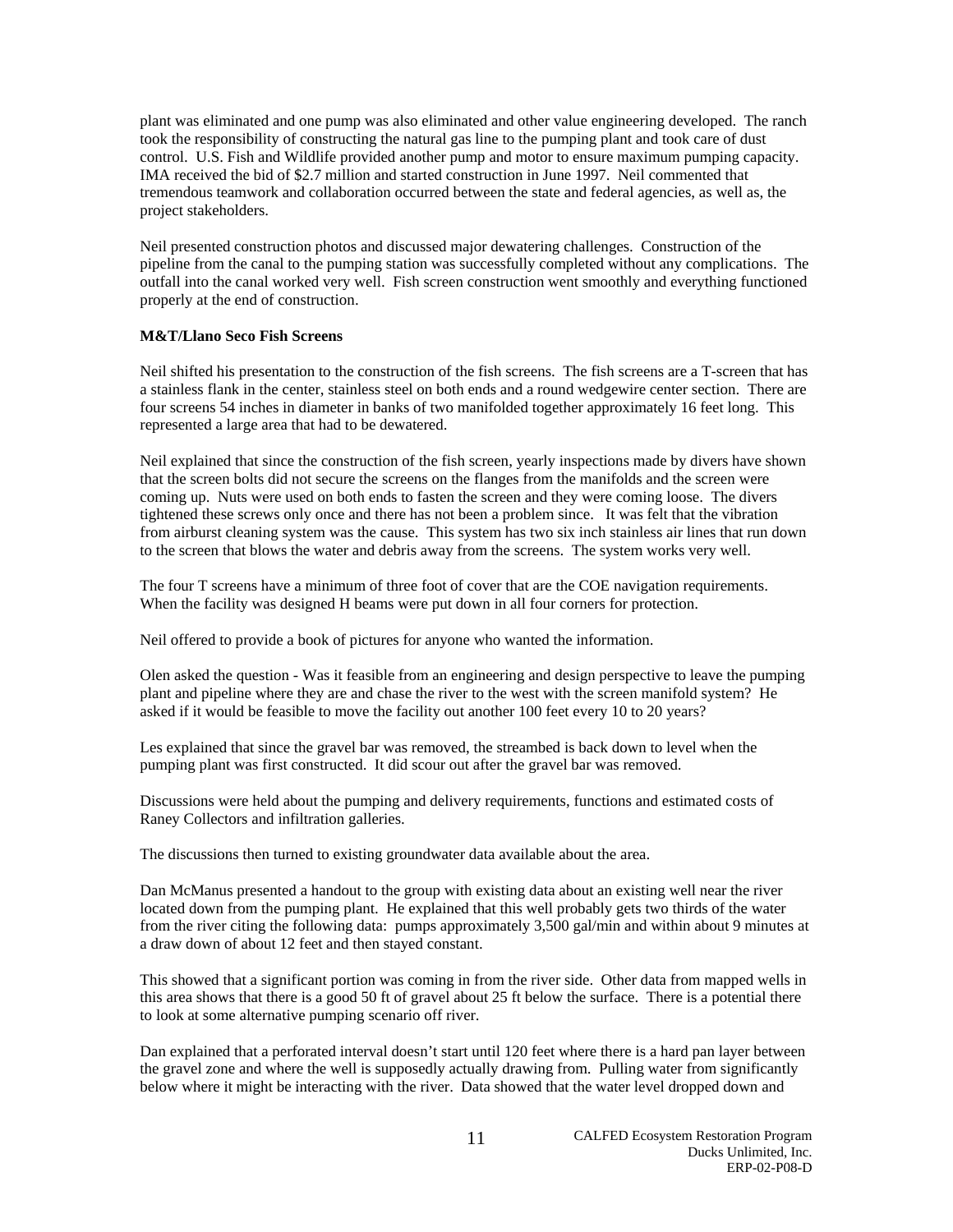plant was eliminated and one pump was also eliminated and other value engineering developed. The ranch took the responsibility of constructing the natural gas line to the pumping plant and took care of dust control. U.S. Fish and Wildlife provided another pump and motor to ensure maximum pumping capacity. IMA received the bid of $2.7 million and started construction in June 1997. Neil commented that tremendous teamwork and collaboration occurred between the state and federal agencies, as well as, the project stakeholders.

Neil presented construction photos and discussed major dewatering challenges. Construction of the pipeline from the canal to the pumping station was successfully completed without any complications. The outfall into the canal worked very well. Fish screen construction went smoothly and everything functioned properly at the end of construction.

**M&T/Llano Seco Fish Screens**

Neil shifted his presentation to the construction of the fish screens. The fish screens are a T-screen that has a stainless flank in the center, stainless steel on both ends and a round wedgewire center section. There are four screens 54 inches in diameter in banks of two manifolded together approximately 16 feet long. This represented a large area that had to be dewatered.

Neil explained that since the construction of the fish screen, yearly inspections made by divers have shown that the screen bolts did not secure the screens on the flanges from the manifolds and the screen were coming up. Nuts were used on both ends to fasten the screen and they were coming loose. The divers tightened these screws only once and there has not been a problem since. It was felt that the vibration from airburst cleaning system was the cause. This system has two six inch stainless air lines that run down to the screen that blows the water and debris away from the screens. The system works very well.

The four T screens have a minimum of three foot of cover that are the COE navigation requirements. When the facility was designed H beams were put down in all four corners for protection.

Neil offered to provide a book of pictures for anyone who wanted the information.

Olen asked the question - Was it feasible from an engineering and design perspective to leave the pumping plant and pipeline where they are and chase the river to the west with the screen manifold system? He asked if it would be feasible to move the facility out another 100 feet every 10 to 20 years?

Les explained that since the gravel bar was removed, the streambed is back down to level when the pumping plant was first constructed. It did scour out after the gravel bar was removed.

Discussions were held about the pumping and delivery requirements, functions and estimated costs of Raney Collectors and infiltration galleries.

The discussions then turned to existing groundwater data available about the area.

Dan McManus presented a handout to the group with existing data about an existing well near the river located down from the pumping plant. He explained that this well probably gets two thirds of the water from the river citing the following data: pumps approximately 3,500 gal/min and within about 9 minutes at a draw down of about 12 feet and then stayed constant.

This showed that a significant portion was coming in from the river side. Other data from mapped wells in this area shows that there is a good 50 ft of gravel about 25 ft below the surface. There is a potential there to look at some alternative pumping scenario off river.

Dan explained that a perforated interval doesn't start until 120 feet where there is a hard pan layer between the gravel zone and where the well is supposedly actually drawing from. Pulling water from significantly below where it might be interacting with the river. Data showed that the water level dropped down and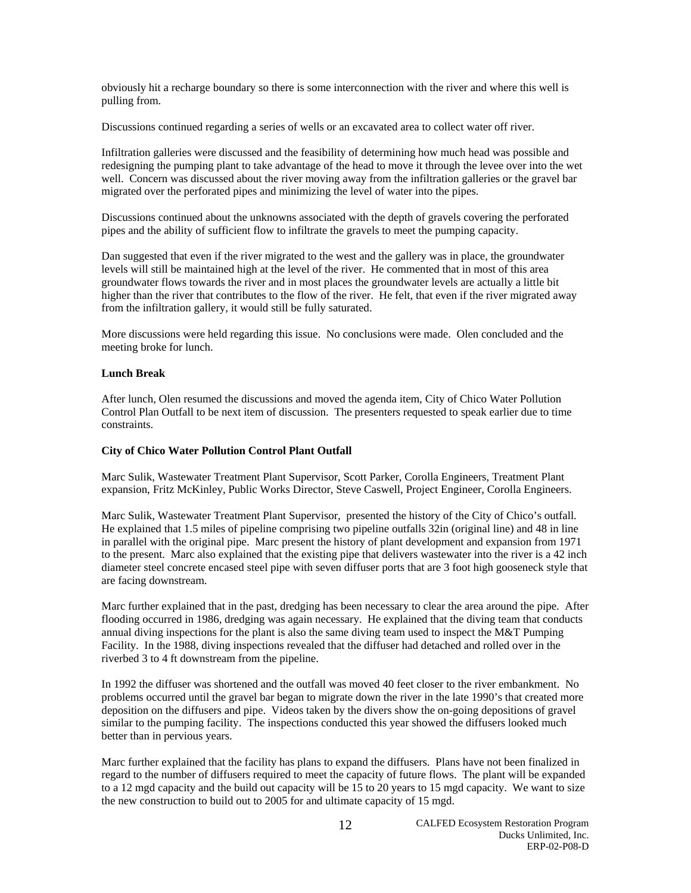obviously hit a recharge boundary so there is some interconnection with the river and where this well is pulling from.

Discussions continued regarding a series of wells or an excavated area to collect water off river.

Infiltration galleries were discussed and the feasibility of determining how much head was possible and redesigning the pumping plant to take advantage of the head to move it through the levee over into the wet well. Concern was discussed about the river moving away from the infiltration galleries or the gravel bar migrated over the perforated pipes and minimizing the level of water into the pipes.

Discussions continued about the unknowns associated with the depth of gravels covering the perforated pipes and the ability of sufficient flow to infiltrate the gravels to meet the pumping capacity.

Dan suggested that even if the river migrated to the west and the gallery was in place, the groundwater levels will still be maintained high at the level of the river. He commented that in most of this area groundwater flows towards the river and in most places the groundwater levels are actually a little bit higher than the river that contributes to the flow of the river. He felt, that even if the river migrated away from the infiltration gallery, it would still be fully saturated.

More discussions were held regarding this issue. No conclusions were made. Olen concluded and the meeting broke for lunch.

**Lunch Break**

After lunch, Olen resumed the discussions and moved the agenda item, City of Chico Water Pollution Control Plan Outfall to be next item of discussion. The presenters requested to speak earlier due to time constraints.

**City of Chico Water Pollution Control Plant Outfall**

Marc Sulik, Wastewater Treatment Plant Supervisor, Scott Parker, Corolla Engineers, Treatment Plant expansion, Fritz McKinley, Public Works Director, Steve Caswell, Project Engineer, Corolla Engineers.

Marc Sulik, Wastewater Treatment Plant Supervisor, presented the history of the City of Chico's outfall. He explained that 1.5 miles of pipeline comprising two pipeline outfalls 32in (original line) and 48 in line in parallel with the original pipe. Marc present the history of plant development and expansion from 1971 to the present. Marc also explained that the existing pipe that delivers wastewater into the river is a 42 inch diameter steel concrete encased steel pipe with seven diffuser ports that are 3 foot high gooseneck style that are facing downstream.

Marc further explained that in the past, dredging has been necessary to clear the area around the pipe. After flooding occurred in 1986, dredging was again necessary. He explained that the diving team that conducts annual diving inspections for the plant is also the same diving team used to inspect the M&T Pumping Facility. In the 1988, diving inspections revealed that the diffuser had detached and rolled over in the riverbed 3 to 4 ft downstream from the pipeline.

In 1992 the diffuser was shortened and the outfall was moved 40 feet closer to the river embankment. No problems occurred until the gravel bar began to migrate down the river in the late 1990's that created more deposition on the diffusers and pipe. Videos taken by the divers show the on-going depositions of gravel similar to the pumping facility. The inspections conducted this year showed the diffusers looked much better than in pervious years.

Marc further explained that the facility has plans to expand the diffusers. Plans have not been finalized in regard to the number of diffusers required to meet the capacity of future flows. The plant will be expanded to a 12 mgd capacity and the build out capacity will be 15 to 20 years to 15 mgd capacity. We want to size the new construction to build out to 2005 for and ultimate capacity of 15 mgd.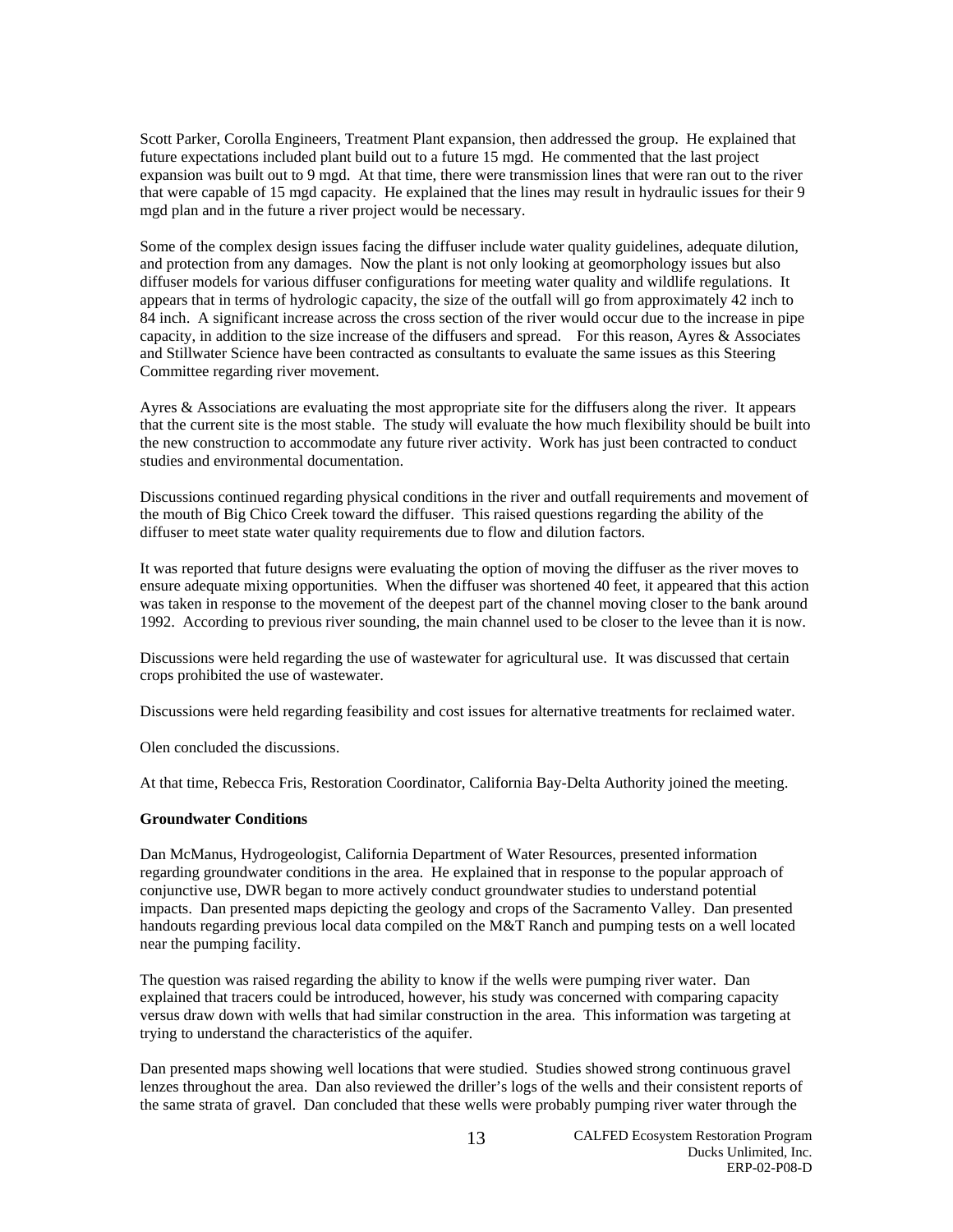Scott Parker, Corolla Engineers, Treatment Plant expansion, then addressed the group. He explained that future expectations included plant build out to a future 15 mgd. He commented that the last project expansion was built out to 9 mgd. At that time, there were transmission lines that were ran out to the river that were capable of 15 mgd capacity. He explained that the lines may result in hydraulic issues for their 9 mgd plan and in the future a river project would be necessary.

Some of the complex design issues facing the diffuser include water quality guidelines, adequate dilution, and protection from any damages. Now the plant is not only looking at geomorphology issues but also diffuser models for various diffuser configurations for meeting water quality and wildlife regulations. It appears that in terms of hydrologic capacity, the size of the outfall will go from approximately 42 inch to 84 inch. A significant increase across the cross section of the river would occur due to the increase in pipe capacity, in addition to the size increase of the diffusers and spread. For this reason, Ayres & Associates and Stillwater Science have been contracted as consultants to evaluate the same issues as this Steering Committee regarding river movement.

Ayres & Associations are evaluating the most appropriate site for the diffusers along the river. It appears that the current site is the most stable. The study will evaluate the how much flexibility should be built into the new construction to accommodate any future river activity. Work has just been contracted to conduct studies and environmental documentation.

Discussions continued regarding physical conditions in the river and outfall requirements and movement of the mouth of Big Chico Creek toward the diffuser. This raised questions regarding the ability of the diffuser to meet state water quality requirements due to flow and dilution factors.

It was reported that future designs were evaluating the option of moving the diffuser as the river moves to ensure adequate mixing opportunities. When the diffuser was shortened 40 feet, it appeared that this action was taken in response to the movement of the deepest part of the channel moving closer to the bank around 1992. According to previous river sounding, the main channel used to be closer to the levee than it is now.

Discussions were held regarding the use of wastewater for agricultural use. It was discussed that certain crops prohibited the use of wastewater.

Discussions were held regarding feasibility and cost issues for alternative treatments for reclaimed water.

Olen concluded the discussions.

At that time, Rebecca Fris, Restoration Coordinator, California Bay-Delta Authority joined the meeting.

**Groundwater Conditions**

Dan McManus, Hydrogeologist, California Department of Water Resources, presented information regarding groundwater conditions in the area. He explained that in response to the popular approach of conjunctive use, DWR began to more actively conduct groundwater studies to understand potential impacts. Dan presented maps depicting the geology and crops of the Sacramento Valley. Dan presented handouts regarding previous local data compiled on the M&T Ranch and pumping tests on a well located near the pumping facility.

The question was raised regarding the ability to know if the wells were pumping river water. Dan explained that tracers could be introduced, however, his study was concerned with comparing capacity versus draw down with wells that had similar construction in the area. This information was targeting at trying to understand the characteristics of the aquifer.

Dan presented maps showing well locations that were studied. Studies showed strong continuous gravel lenzes throughout the area. Dan also reviewed the driller's logs of the wells and their consistent reports of the same strata of gravel. Dan concluded that these wells were probably pumping river water through the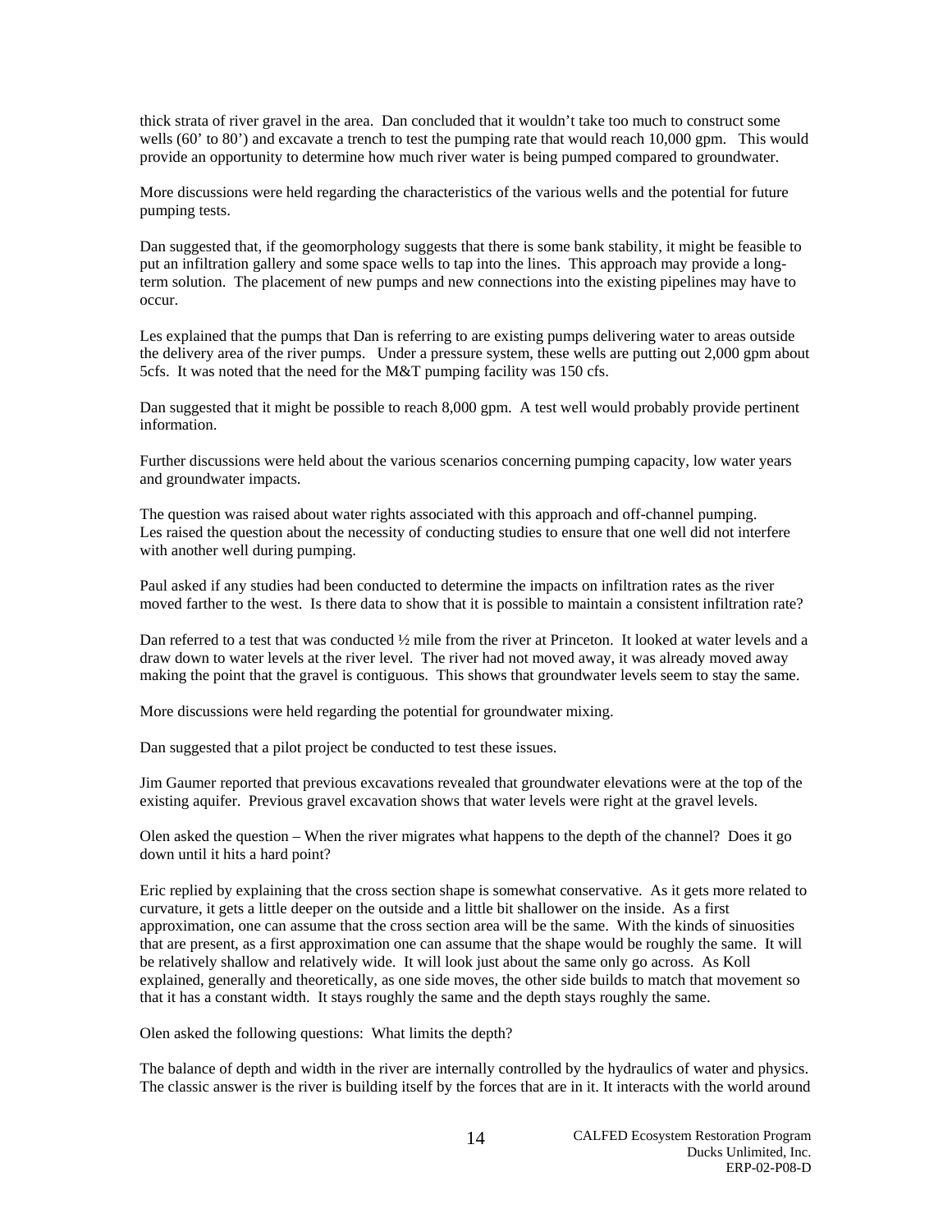thick strata of river gravel in the area. Dan concluded that it wouldn't take too much to construct some wells (60' to 80') and excavate a trench to test the pumping rate that would reach 10,000 gpm. This would provide an opportunity to determine how much river water is being pumped compared to groundwater.

More discussions were held regarding the characteristics of the various wells and the potential for future pumping tests.

Dan suggested that, if the geomorphology suggests that there is some bank stability, it might be feasible to put an infiltration gallery and some space wells to tap into the lines. This approach may provide a long-term solution. The placement of new pumps and new connections into the existing pipelines may have to occur.

Les explained that the pumps that Dan is referring to are existing pumps delivering water to areas outside the delivery area of the river pumps. Under a pressure system, these wells are putting out 2,000 gpm about 5cfs. It was noted that the need for the M&T pumping facility was 150 cfs.

Dan suggested that it might be possible to reach 8,000 gpm. A test well would probably provide pertinent information.

Further discussions were held about the various scenarios concerning pumping capacity, low water years and groundwater impacts.

The question was raised about water rights associated with this approach and off-channel pumping. Les raised the question about the necessity of conducting studies to ensure that one well did not interfere with another well during pumping.

Paul asked if any studies had been conducted to determine the impacts on infiltration rates as the river moved farther to the west. Is there data to show that it is possible to maintain a consistent infiltration rate?

Dan referred to a test that was conducted ½ mile from the river at Princeton. It looked at water levels and a draw down to water levels at the river level. The river had not moved away, it was already moved away making the point that the gravel is contiguous. This shows that groundwater levels seem to stay the same.

More discussions were held regarding the potential for groundwater mixing.

Dan suggested that a pilot project be conducted to test these issues.

Jim Gaumer reported that previous excavations revealed that groundwater elevations were at the top of the existing aquifer. Previous gravel excavation shows that water levels were right at the gravel levels.

Olen asked the question – When the river migrates what happens to the depth of the channel? Does it go down until it hits a hard point?

Eric replied by explaining that the cross section shape is somewhat conservative. As it gets more related to curvature, it gets a little deeper on the outside and a little bit shallower on the inside. As a first approximation, one can assume that the cross section area will be the same. With the kinds of sinuosities that are present, as a first approximation one can assume that the shape would be roughly the same. It will be relatively shallow and relatively wide. It will look just about the same only go across. As Koll explained, generally and theoretically, as one side moves, the other side builds to match that movement so that it has a constant width. It stays roughly the same and the depth stays roughly the same.

Olen asked the following questions: What limits the depth?

The balance of depth and width in the river are internally controlled by the hydraulics of water and physics. The classic answer is the river is building itself by the forces that are in it. It interacts with the world around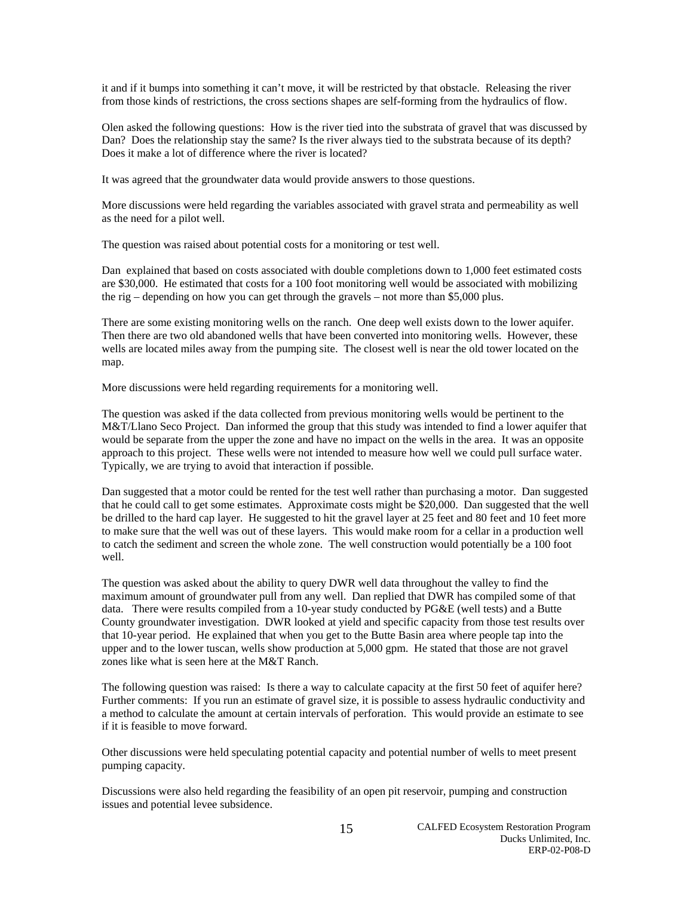it and if it bumps into something it can't move, it will be restricted by that obstacle. Releasing the river from those kinds of restrictions, the cross sections shapes are self-forming from the hydraulics of flow.

Olen asked the following questions: How is the river tied into the substrata of gravel that was discussed by Dan? Does the relationship stay the same? Is the river always tied to the substrata because of its depth? Does it make a lot of difference where the river is located?

It was agreed that the groundwater data would provide answers to those questions.

More discussions were held regarding the variables associated with gravel strata and permeability as well as the need for a pilot well.

The question was raised about potential costs for a monitoring or test well.

Dan explained that based on costs associated with double completions down to 1,000 feet estimated costs are $30,000. He estimated that costs for a 100 foot monitoring well would be associated with mobilizing the rig – depending on how you can get through the gravels – not more than $5,000 plus.

There are some existing monitoring wells on the ranch. One deep well exists down to the lower aquifer. Then there are two old abandoned wells that have been converted into monitoring wells. However, these wells are located miles away from the pumping site. The closest well is near the old tower located on the map.

More discussions were held regarding requirements for a monitoring well.

The question was asked if the data collected from previous monitoring wells would be pertinent to the M&T/Llano Seco Project. Dan informed the group that this study was intended to find a lower aquifer that would be separate from the upper the zone and have no impact on the wells in the area. It was an opposite approach to this project. These wells were not intended to measure how well we could pull surface water. Typically, we are trying to avoid that interaction if possible.

Dan suggested that a motor could be rented for the test well rather than purchasing a motor. Dan suggested that he could call to get some estimates. Approximate costs might be $20,000. Dan suggested that the well be drilled to the hard cap layer. He suggested to hit the gravel layer at 25 feet and 80 feet and 10 feet more to make sure that the well was out of these layers. This would make room for a cellar in a production well to catch the sediment and screen the whole zone. The well construction would potentially be a 100 foot well.

The question was asked about the ability to query DWR well data throughout the valley to find the maximum amount of groundwater pull from any well. Dan replied that DWR has compiled some of that data. There were results compiled from a 10-year study conducted by PG&E (well tests) and a Butte County groundwater investigation. DWR looked at yield and specific capacity from those test results over that 10-year period. He explained that when you get to the Butte Basin area where people tap into the upper and to the lower tuscan, wells show production at 5,000 gpm. He stated that those are not gravel zones like what is seen here at the M&T Ranch.

The following question was raised: Is there a way to calculate capacity at the first 50 feet of aquifer here? Further comments: If you run an estimate of gravel size, it is possible to assess hydraulic conductivity and a method to calculate the amount at certain intervals of perforation. This would provide an estimate to see if it is feasible to move forward.

Other discussions were held speculating potential capacity and potential number of wells to meet present pumping capacity.

Discussions were also held regarding the feasibility of an open pit reservoir, pumping and construction issues and potential levee subsidence.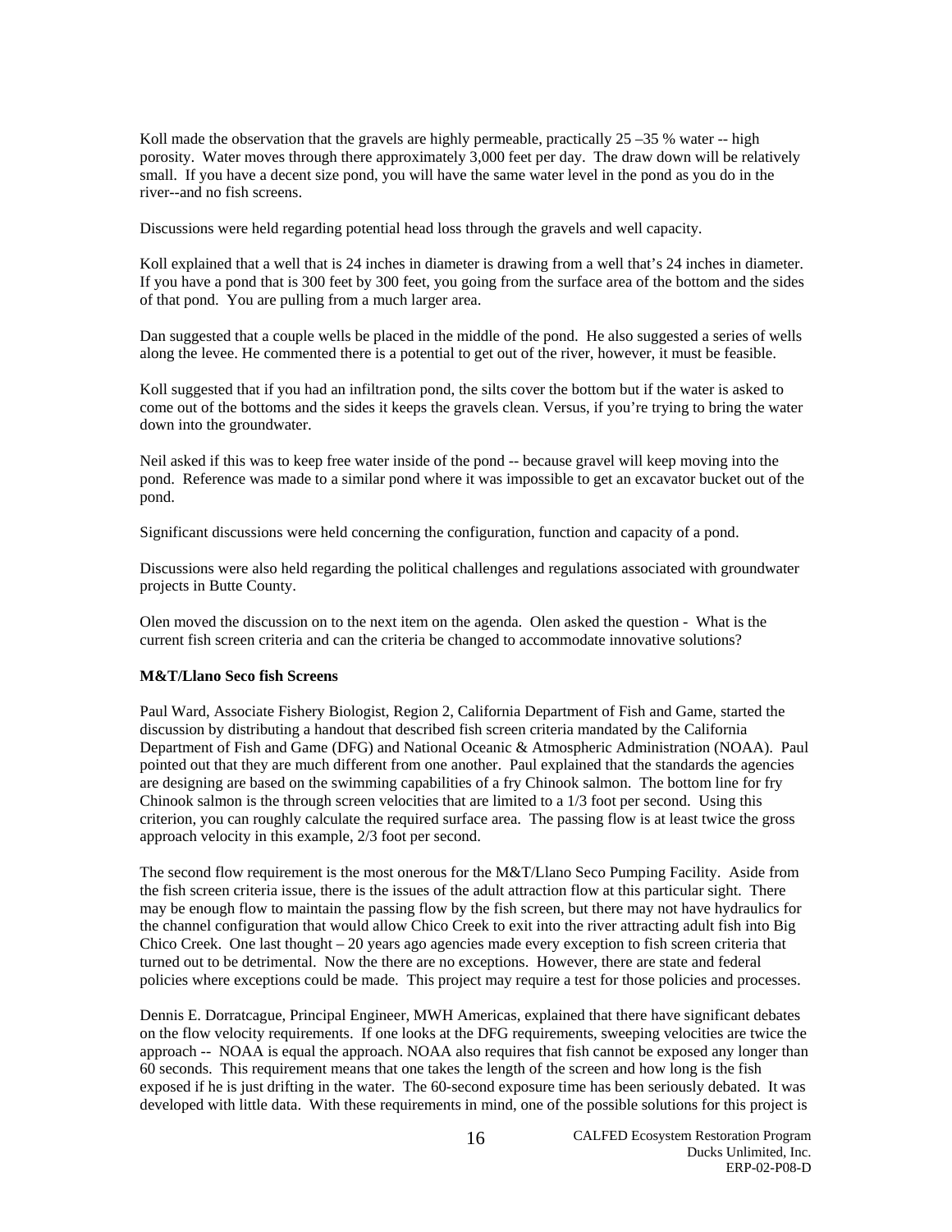Koll made the observation that the gravels are highly permeable, practically 25 –35 % water -- high porosity. Water moves through there approximately 3,000 feet per day. The draw down will be relatively small. If you have a decent size pond, you will have the same water level in the pond as you do in the river--and no fish screens.

Discussions were held regarding potential head loss through the gravels and well capacity.

Koll explained that a well that is 24 inches in diameter is drawing from a well that's 24 inches in diameter. If you have a pond that is 300 feet by 300 feet, you going from the surface area of the bottom and the sides of that pond. You are pulling from a much larger area.

Dan suggested that a couple wells be placed in the middle of the pond. He also suggested a series of wells along the levee. He commented there is a potential to get out of the river, however, it must be feasible.

Koll suggested that if you had an infiltration pond, the silts cover the bottom but if the water is asked to come out of the bottoms and the sides it keeps the gravels clean. Versus, if you're trying to bring the water down into the groundwater.

Neil asked if this was to keep free water inside of the pond -- because gravel will keep moving into the pond. Reference was made to a similar pond where it was impossible to get an excavator bucket out of the pond.

Significant discussions were held concerning the configuration, function and capacity of a pond.

Discussions were also held regarding the political challenges and regulations associated with groundwater projects in Butte County.

Olen moved the discussion on to the next item on the agenda. Olen asked the question - What is the current fish screen criteria and can the criteria be changed to accommodate innovative solutions?

**M&T/Llano Seco fish Screens**

Paul Ward, Associate Fishery Biologist, Region 2, California Department of Fish and Game, started the discussion by distributing a handout that described fish screen criteria mandated by the California Department of Fish and Game (DFG) and National Oceanic & Atmospheric Administration (NOAA). Paul pointed out that they are much different from one another. Paul explained that the standards the agencies are designing are based on the swimming capabilities of a fry Chinook salmon. The bottom line for fry Chinook salmon is the through screen velocities that are limited to a 1/3 foot per second. Using this criterion, you can roughly calculate the required surface area. The passing flow is at least twice the gross approach velocity in this example, 2/3 foot per second.

The second flow requirement is the most onerous for the M&T/Llano Seco Pumping Facility. Aside from the fish screen criteria issue, there is the issues of the adult attraction flow at this particular sight. There may be enough flow to maintain the passing flow by the fish screen, but there may not have hydraulics for the channel configuration that would allow Chico Creek to exit into the river attracting adult fish into Big Chico Creek. One last thought – 20 years ago agencies made every exception to fish screen criteria that turned out to be detrimental. Now the there are no exceptions. However, there are state and federal policies where exceptions could be made. This project may require a test for those policies and processes.

Dennis E. Dorratcague, Principal Engineer, MWH Americas, explained that there have significant debates on the flow velocity requirements. If one looks at the DFG requirements, sweeping velocities are twice the approach -- NOAA is equal the approach. NOAA also requires that fish cannot be exposed any longer than 60 seconds. This requirement means that one takes the length of the screen and how long is the fish exposed if he is just drifting in the water. The 60-second exposure time has been seriously debated. It was developed with little data. With these requirements in mind, one of the possible solutions for this project is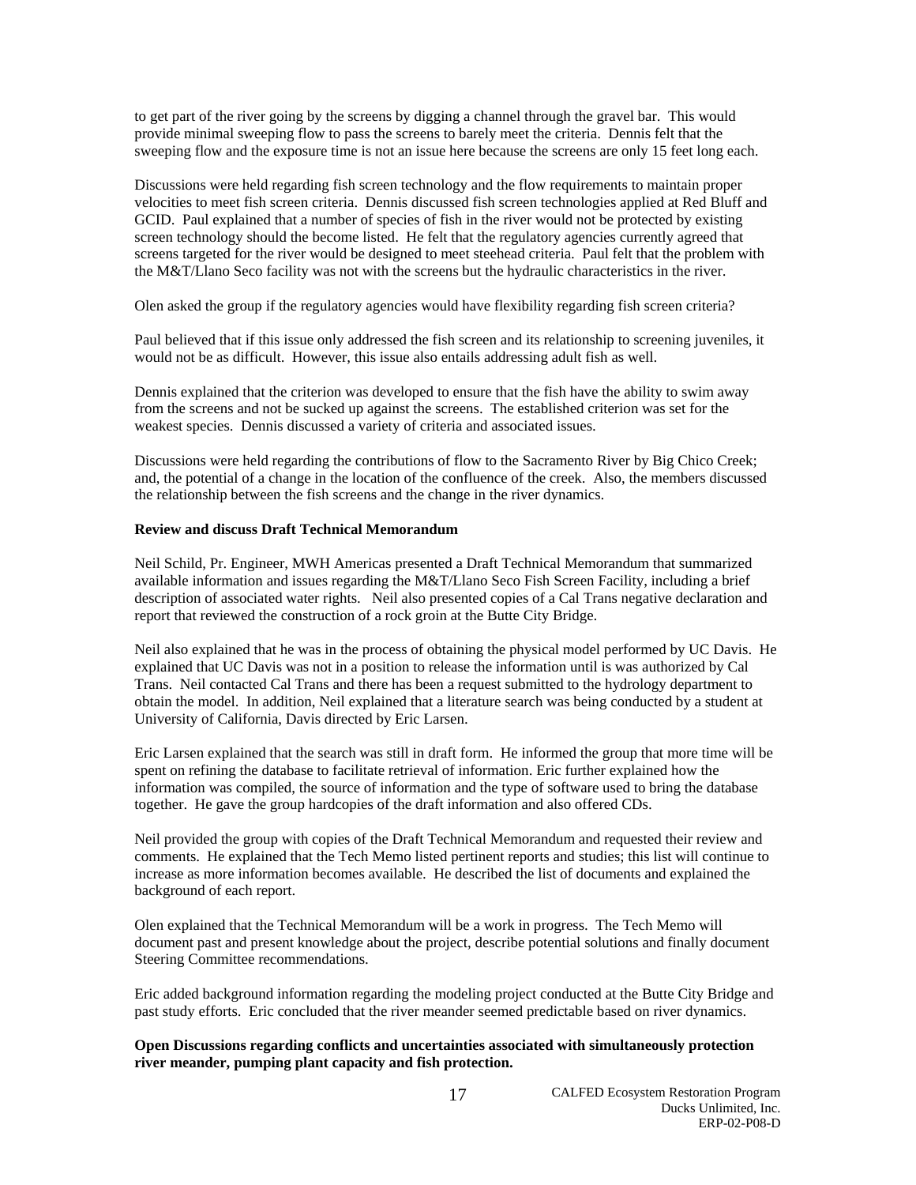to get part of the river going by the screens by digging a channel through the gravel bar. This would provide minimal sweeping flow to pass the screens to barely meet the criteria. Dennis felt that the sweeping flow and the exposure time is not an issue here because the screens are only 15 feet long each.

Discussions were held regarding fish screen technology and the flow requirements to maintain proper velocities to meet fish screen criteria. Dennis discussed fish screen technologies applied at Red Bluff and GCID. Paul explained that a number of species of fish in the river would not be protected by existing screen technology should the become listed. He felt that the regulatory agencies currently agreed that screens targeted for the river would be designed to meet steehead criteria. Paul felt that the problem with the M&T/Llano Seco facility was not with the screens but the hydraulic characteristics in the river.

Olen asked the group if the regulatory agencies would have flexibility regarding fish screen criteria?

Paul believed that if this issue only addressed the fish screen and its relationship to screening juveniles, it would not be as difficult. However, this issue also entails addressing adult fish as well.

Dennis explained that the criterion was developed to ensure that the fish have the ability to swim away from the screens and not be sucked up against the screens. The established criterion was set for the weakest species. Dennis discussed a variety of criteria and associated issues.

Discussions were held regarding the contributions of flow to the Sacramento River by Big Chico Creek; and, the potential of a change in the location of the confluence of the creek. Also, the members discussed the relationship between the fish screens and the change in the river dynamics.

**Review and discuss Draft Technical Memorandum**

Neil Schild, Pr. Engineer, MWH Americas presented a Draft Technical Memorandum that summarized available information and issues regarding the M&T/Llano Seco Fish Screen Facility, including a brief description of associated water rights. Neil also presented copies of a Cal Trans negative declaration and report that reviewed the construction of a rock groin at the Butte City Bridge.

Neil also explained that he was in the process of obtaining the physical model performed by UC Davis. He explained that UC Davis was not in a position to release the information until is was authorized by Cal Trans. Neil contacted Cal Trans and there has been a request submitted to the hydrology department to obtain the model. In addition, Neil explained that a literature search was being conducted by a student at University of California, Davis directed by Eric Larsen.

Eric Larsen explained that the search was still in draft form. He informed the group that more time will be spent on refining the database to facilitate retrieval of information. Eric further explained how the information was compiled, the source of information and the type of software used to bring the database together. He gave the group hardcopies of the draft information and also offered CDs.

Neil provided the group with copies of the Draft Technical Memorandum and requested their review and comments. He explained that the Tech Memo listed pertinent reports and studies; this list will continue to increase as more information becomes available. He described the list of documents and explained the background of each report.

Olen explained that the Technical Memorandum will be a work in progress. The Tech Memo will document past and present knowledge about the project, describe potential solutions and finally document Steering Committee recommendations.

Eric added background information regarding the modeling project conducted at the Butte City Bridge and past study efforts. Eric concluded that the river meander seemed predictable based on river dynamics.

**Open Discussions regarding conflicts and uncertainties associated with simultaneously protection river meander, pumping plant capacity and fish protection.**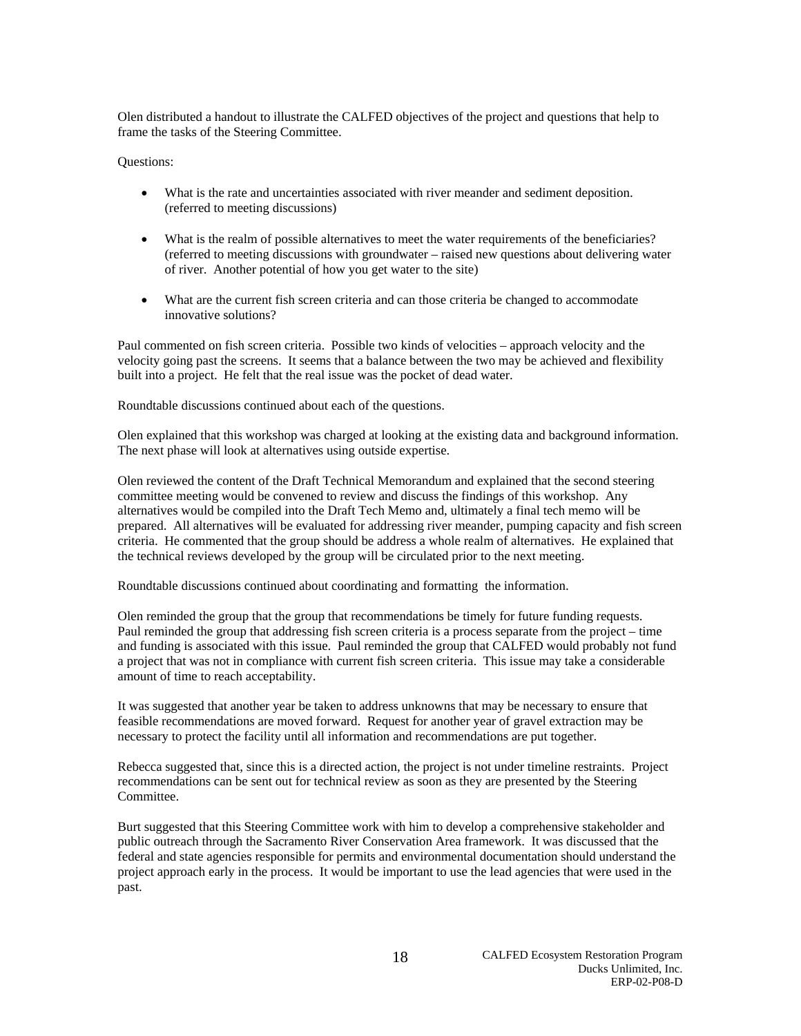Olen distributed a handout to illustrate the CALFED objectives of the project and questions that help to frame the tasks of the Steering Committee.

Questions:

- What is the rate and uncertainties associated with river meander and sediment deposition. (referred to meeting discussions)
- What is the realm of possible alternatives to meet the water requirements of the beneficiaries? (referred to meeting discussions with groundwater – raised new questions about delivering water of river. Another potential of how you get water to the site)
- What are the current fish screen criteria and can those criteria be changed to accommodate innovative solutions?

Paul commented on fish screen criteria. Possible two kinds of velocities – approach velocity and the velocity going past the screens. It seems that a balance between the two may be achieved and flexibility built into a project. He felt that the real issue was the pocket of dead water.

Roundtable discussions continued about each of the questions.

Olen explained that this workshop was charged at looking at the existing data and background information. The next phase will look at alternatives using outside expertise.

Olen reviewed the content of the Draft Technical Memorandum and explained that the second steering committee meeting would be convened to review and discuss the findings of this workshop. Any alternatives would be compiled into the Draft Tech Memo and, ultimately a final tech memo will be prepared. All alternatives will be evaluated for addressing river meander, pumping capacity and fish screen criteria. He commented that the group should be address a whole realm of alternatives. He explained that the technical reviews developed by the group will be circulated prior to the next meeting.

Roundtable discussions continued about coordinating and formatting the information.

Olen reminded the group that the group that recommendations be timely for future funding requests. Paul reminded the group that addressing fish screen criteria is a process separate from the project – time and funding is associated with this issue. Paul reminded the group that CALFED would probably not fund a project that was not in compliance with current fish screen criteria. This issue may take a considerable amount of time to reach acceptability.

It was suggested that another year be taken to address unknowns that may be necessary to ensure that feasible recommendations are moved forward. Request for another year of gravel extraction may be necessary to protect the facility until all information and recommendations are put together.

Rebecca suggested that, since this is a directed action, the project is not under timeline restraints. Project recommendations can be sent out for technical review as soon as they are presented by the Steering Committee.

Burt suggested that this Steering Committee work with him to develop a comprehensive stakeholder and public outreach through the Sacramento River Conservation Area framework. It was discussed that the federal and state agencies responsible for permits and environmental documentation should understand the project approach early in the process. It would be important to use the lead agencies that were used in the past.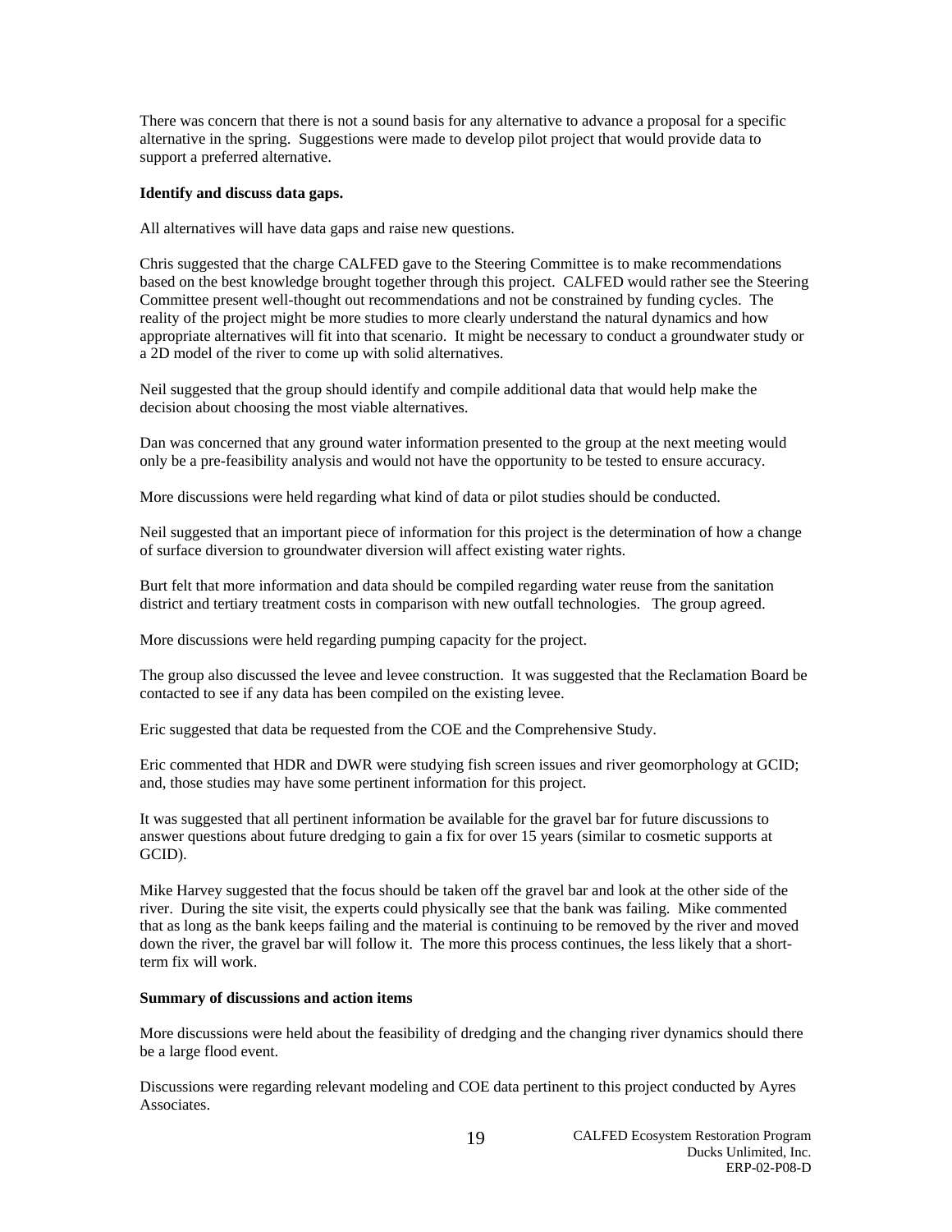There was concern that there is not a sound basis for any alternative to advance a proposal for a specific alternative in the spring. Suggestions were made to develop pilot project that would provide data to support a preferred alternative.

**Identify and discuss data gaps.**

All alternatives will have data gaps and raise new questions.

Chris suggested that the charge CALFED gave to the Steering Committee is to make recommendations based on the best knowledge brought together through this project. CALFED would rather see the Steering Committee present well-thought out recommendations and not be constrained by funding cycles. The reality of the project might be more studies to more clearly understand the natural dynamics and how appropriate alternatives will fit into that scenario. It might be necessary to conduct a groundwater study or a 2D model of the river to come up with solid alternatives.

Neil suggested that the group should identify and compile additional data that would help make the decision about choosing the most viable alternatives.

Dan was concerned that any ground water information presented to the group at the next meeting would only be a pre-feasibility analysis and would not have the opportunity to be tested to ensure accuracy.

More discussions were held regarding what kind of data or pilot studies should be conducted.

Neil suggested that an important piece of information for this project is the determination of how a change of surface diversion to groundwater diversion will affect existing water rights.

Burt felt that more information and data should be compiled regarding water reuse from the sanitation district and tertiary treatment costs in comparison with new outfall technologies. The group agreed.

More discussions were held regarding pumping capacity for the project.

The group also discussed the levee and levee construction. It was suggested that the Reclamation Board be contacted to see if any data has been compiled on the existing levee.

Eric suggested that data be requested from the COE and the Comprehensive Study.

Eric commented that HDR and DWR were studying fish screen issues and river geomorphology at GCID; and, those studies may have some pertinent information for this project.

It was suggested that all pertinent information be available for the gravel bar for future discussions to answer questions about future dredging to gain a fix for over 15 years (similar to cosmetic supports at GCID).

Mike Harvey suggested that the focus should be taken off the gravel bar and look at the other side of the river. During the site visit, the experts could physically see that the bank was failing. Mike commented that as long as the bank keeps failing and the material is continuing to be removed by the river and moved down the river, the gravel bar will follow it. The more this process continues, the less likely that a short-term fix will work.

**Summary of discussions and action items**

More discussions were held about the feasibility of dredging and the changing river dynamics should there be a large flood event.

Discussions were regarding relevant modeling and COE data pertinent to this project conducted by Ayres Associates.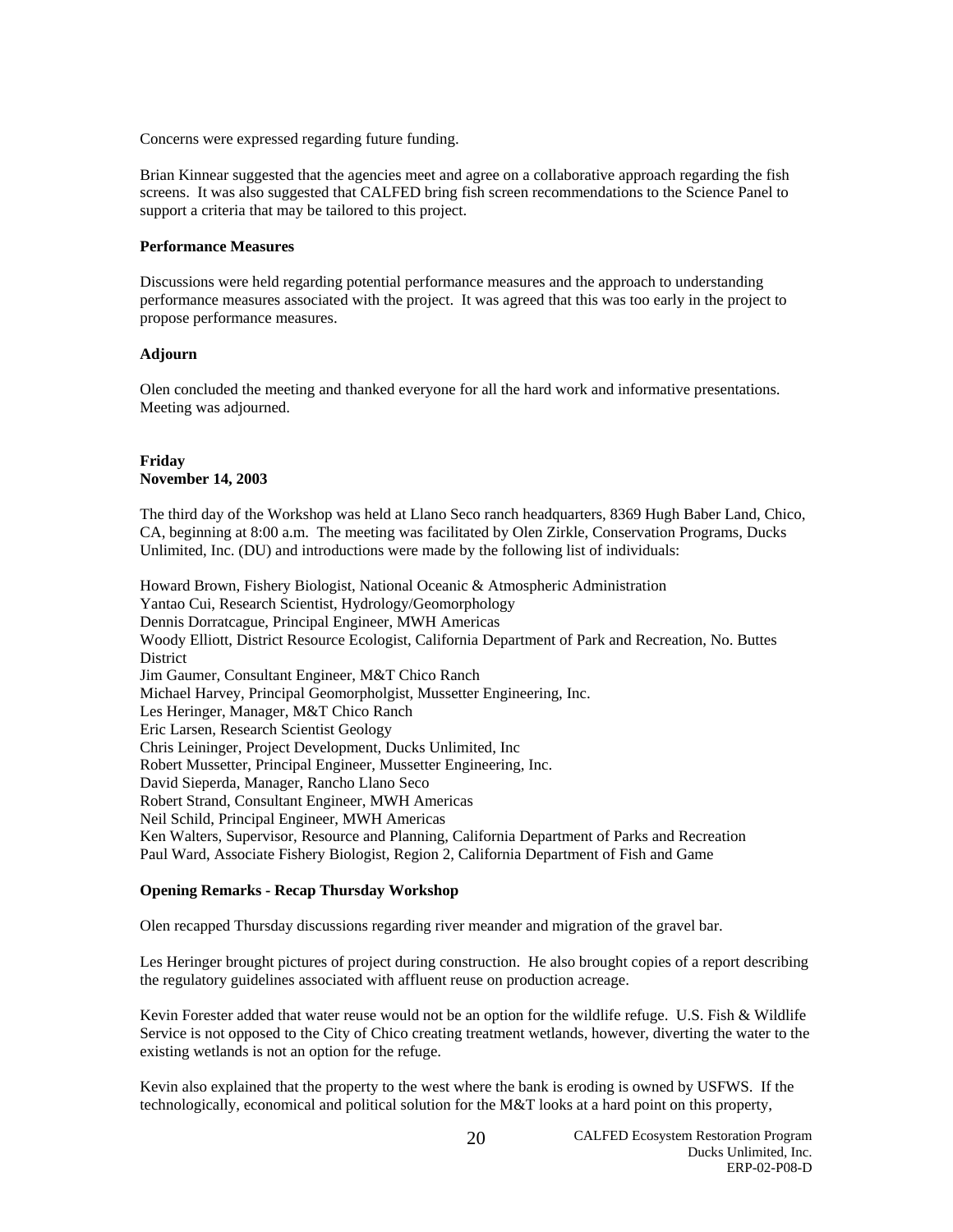Concerns were expressed regarding future funding.

Brian Kinnear suggested that the agencies meet and agree on a collaborative approach regarding the fish screens. It was also suggested that CALFED bring fish screen recommendations to the Science Panel to support a criteria that may be tailored to this project.

**Performance Measures**

Discussions were held regarding potential performance measures and the approach to understanding performance measures associated with the project. It was agreed that this was too early in the project to propose performance measures.

**Adjourn**

Olen concluded the meeting and thanked everyone for all the hard work and informative presentations. Meeting was adjourned.

**Friday**
**November 14, 2003**

The third day of the Workshop was held at Llano Seco ranch headquarters, 8369 Hugh Baber Land, Chico, CA, beginning at 8:00 a.m. The meeting was facilitated by Olen Zirkle, Conservation Programs, Ducks Unlimited, Inc. (DU) and introductions were made by the following list of individuals:

Howard Brown, Fishery Biologist, National Oceanic & Atmospheric Administration
Yantao Cui, Research Scientist, Hydrology/Geomorphology
Dennis Dorratcague, Principal Engineer, MWH Americas
Woody Elliott, District Resource Ecologist, California Department of Park and Recreation, No. Buttes District
Jim Gaumer, Consultant Engineer, M&T Chico Ranch
Michael Harvey, Principal Geomorpholgist, Mussetter Engineering, Inc.
Les Heringer, Manager, M&T Chico Ranch
Eric Larsen, Research Scientist Geology
Chris Leininger, Project Development, Ducks Unlimited, Inc
Robert Mussetter, Principal Engineer, Mussetter Engineering, Inc.
David Sieperda, Manager, Rancho Llano Seco
Robert Strand, Consultant Engineer, MWH Americas
Neil Schild, Principal Engineer, MWH Americas
Ken Walters, Supervisor, Resource and Planning, California Department of Parks and Recreation
Paul Ward, Associate Fishery Biologist, Region 2, California Department of Fish and Game

**Opening Remarks - Recap Thursday Workshop**

Olen recapped Thursday discussions regarding river meander and migration of the gravel bar.

Les Heringer brought pictures of project during construction. He also brought copies of a report describing the regulatory guidelines associated with affluent reuse on production acreage.

Kevin Forester added that water reuse would not be an option for the wildlife refuge. U.S. Fish & Wildlife Service is not opposed to the City of Chico creating treatment wetlands, however, diverting the water to the existing wetlands is not an option for the refuge.

Kevin also explained that the property to the west where the bank is eroding is owned by USFWS. If the technologically, economical and political solution for the M&T looks at a hard point on this property,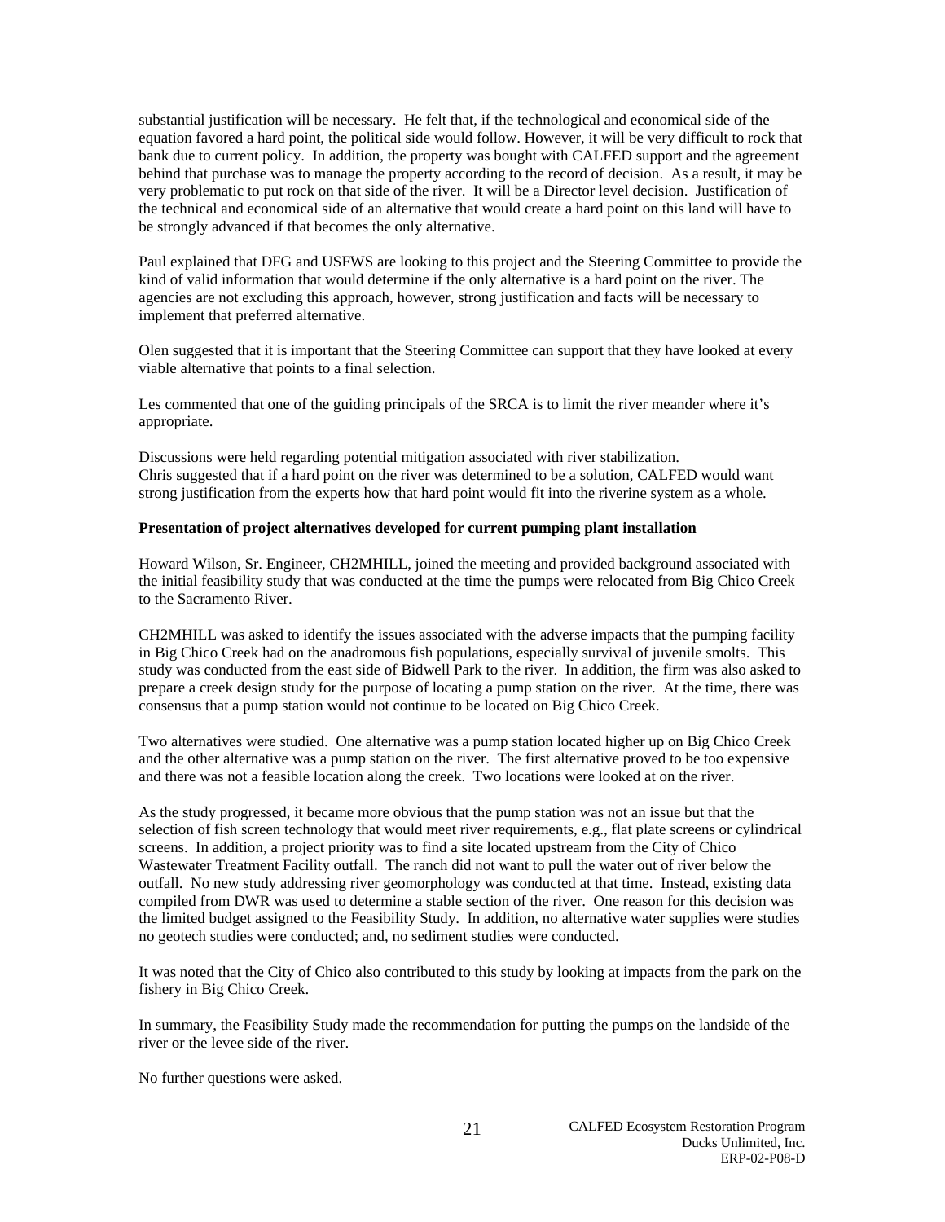substantial justification will be necessary. He felt that, if the technological and economical side of the equation favored a hard point, the political side would follow. However, it will be very difficult to rock that bank due to current policy. In addition, the property was bought with CALFED support and the agreement behind that purchase was to manage the property according to the record of decision. As a result, it may be very problematic to put rock on that side of the river. It will be a Director level decision. Justification of the technical and economical side of an alternative that would create a hard point on this land will have to be strongly advanced if that becomes the only alternative.

Paul explained that DFG and USFWS are looking to this project and the Steering Committee to provide the kind of valid information that would determine if the only alternative is a hard point on the river. The agencies are not excluding this approach, however, strong justification and facts will be necessary to implement that preferred alternative.

Olen suggested that it is important that the Steering Committee can support that they have looked at every viable alternative that points to a final selection.

Les commented that one of the guiding principals of the SRCA is to limit the river meander where it's appropriate.

Discussions were held regarding potential mitigation associated with river stabilization.
Chris suggested that if a hard point on the river was determined to be a solution, CALFED would want strong justification from the experts how that hard point would fit into the riverine system as a whole.

**Presentation of project alternatives developed for current pumping plant installation**

Howard Wilson, Sr. Engineer, CH2MHILL, joined the meeting and provided background associated with the initial feasibility study that was conducted at the time the pumps were relocated from Big Chico Creek to the Sacramento River.

CH2MHILL was asked to identify the issues associated with the adverse impacts that the pumping facility in Big Chico Creek had on the anadromous fish populations, especially survival of juvenile smolts. This study was conducted from the east side of Bidwell Park to the river. In addition, the firm was also asked to prepare a creek design study for the purpose of locating a pump station on the river. At the time, there was consensus that a pump station would not continue to be located on Big Chico Creek.

Two alternatives were studied. One alternative was a pump station located higher up on Big Chico Creek and the other alternative was a pump station on the river. The first alternative proved to be too expensive and there was not a feasible location along the creek. Two locations were looked at on the river.

As the study progressed, it became more obvious that the pump station was not an issue but that the selection of fish screen technology that would meet river requirements, e.g., flat plate screens or cylindrical screens. In addition, a project priority was to find a site located upstream from the City of Chico Wastewater Treatment Facility outfall. The ranch did not want to pull the water out of river below the outfall. No new study addressing river geomorphology was conducted at that time. Instead, existing data compiled from DWR was used to determine a stable section of the river. One reason for this decision was the limited budget assigned to the Feasibility Study. In addition, no alternative water supplies were studies no geotech studies were conducted; and, no sediment studies were conducted.

It was noted that the City of Chico also contributed to this study by looking at impacts from the park on the fishery in Big Chico Creek.

In summary, the Feasibility Study made the recommendation for putting the pumps on the landside of the river or the levee side of the river.

No further questions were asked.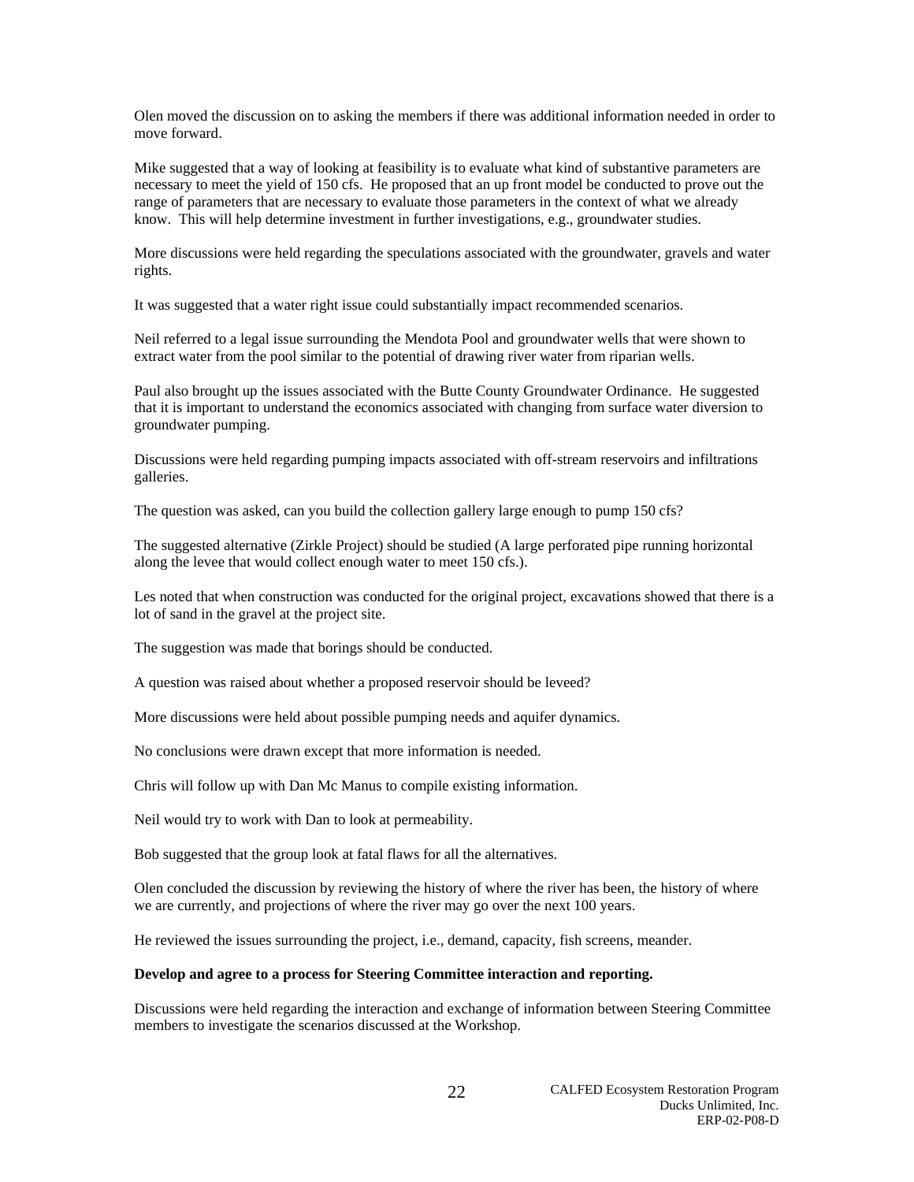Olen moved the discussion on to asking the members if there was additional information needed in order to move forward.

Mike suggested that a way of looking at feasibility is to evaluate what kind of substantive parameters are necessary to meet the yield of 150 cfs. He proposed that an up front model be conducted to prove out the range of parameters that are necessary to evaluate those parameters in the context of what we already know. This will help determine investment in further investigations, e.g., groundwater studies.

More discussions were held regarding the speculations associated with the groundwater, gravels and water rights.

It was suggested that a water right issue could substantially impact recommended scenarios.

Neil referred to a legal issue surrounding the Mendota Pool and groundwater wells that were shown to extract water from the pool similar to the potential of drawing river water from riparian wells.

Paul also brought up the issues associated with the Butte County Groundwater Ordinance. He suggested that it is important to understand the economics associated with changing from surface water diversion to groundwater pumping.

Discussions were held regarding pumping impacts associated with off-stream reservoirs and infiltrations galleries.

The question was asked, can you build the collection gallery large enough to pump 150 cfs?

The suggested alternative (Zirkle Project) should be studied (A large perforated pipe running horizontal along the levee that would collect enough water to meet 150 cfs.).

Les noted that when construction was conducted for the original project, excavations showed that there is a lot of sand in the gravel at the project site.

The suggestion was made that borings should be conducted.

A question was raised about whether a proposed reservoir should be leveed?

More discussions were held about possible pumping needs and aquifer dynamics.

No conclusions were drawn except that more information is needed.

Chris will follow up with Dan Mc Manus to compile existing information.

Neil would try to work with Dan to look at permeability.

Bob suggested that the group look at fatal flaws for all the alternatives.

Olen concluded the discussion by reviewing the history of where the river has been, the history of where we are currently, and projections of where the river may go over the next 100 years.

He reviewed the issues surrounding the project, i.e., demand, capacity, fish screens, meander.

**Develop and agree to a process for Steering Committee interaction and reporting.**

Discussions were held regarding the interaction and exchange of information between Steering Committee members to investigate the scenarios discussed at the Workshop.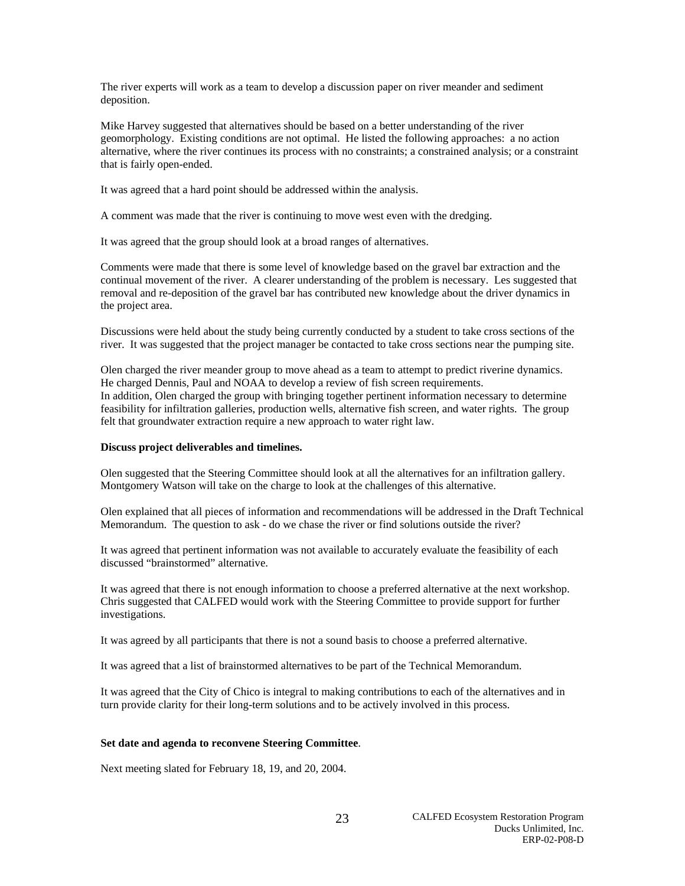The river experts will work as a team to develop a discussion paper on river meander and sediment deposition.

Mike Harvey suggested that alternatives should be based on a better understanding of the river geomorphology. Existing conditions are not optimal. He listed the following approaches: a no action alternative, where the river continues its process with no constraints; a constrained analysis; or a constraint that is fairly open-ended.

It was agreed that a hard point should be addressed within the analysis.

A comment was made that the river is continuing to move west even with the dredging.

It was agreed that the group should look at a broad ranges of alternatives.

Comments were made that there is some level of knowledge based on the gravel bar extraction and the continual movement of the river. A clearer understanding of the problem is necessary. Les suggested that removal and re-deposition of the gravel bar has contributed new knowledge about the driver dynamics in the project area.

Discussions were held about the study being currently conducted by a student to take cross sections of the river. It was suggested that the project manager be contacted to take cross sections near the pumping site.

Olen charged the river meander group to move ahead as a team to attempt to predict riverine dynamics. He charged Dennis, Paul and NOAA to develop a review of fish screen requirements.
In addition, Olen charged the group with bringing together pertinent information necessary to determine feasibility for infiltration galleries, production wells, alternative fish screen, and water rights. The group felt that groundwater extraction require a new approach to water right law.

**Discuss project deliverables and timelines.**

Olen suggested that the Steering Committee should look at all the alternatives for an infiltration gallery. Montgomery Watson will take on the charge to look at the challenges of this alternative.

Olen explained that all pieces of information and recommendations will be addressed in the Draft Technical Memorandum. The question to ask - do we chase the river or find solutions outside the river?

It was agreed that pertinent information was not available to accurately evaluate the feasibility of each discussed "brainstormed" alternative.

It was agreed that there is not enough information to choose a preferred alternative at the next workshop. Chris suggested that CALFED would work with the Steering Committee to provide support for further investigations.

It was agreed by all participants that there is not a sound basis to choose a preferred alternative.

It was agreed that a list of brainstormed alternatives to be part of the Technical Memorandum.

It was agreed that the City of Chico is integral to making contributions to each of the alternatives and in turn provide clarity for their long-term solutions and to be actively involved in this process.

**Set date and agenda to reconvene Steering Committee**.

Next meeting slated for February 18, 19, and 20, 2004.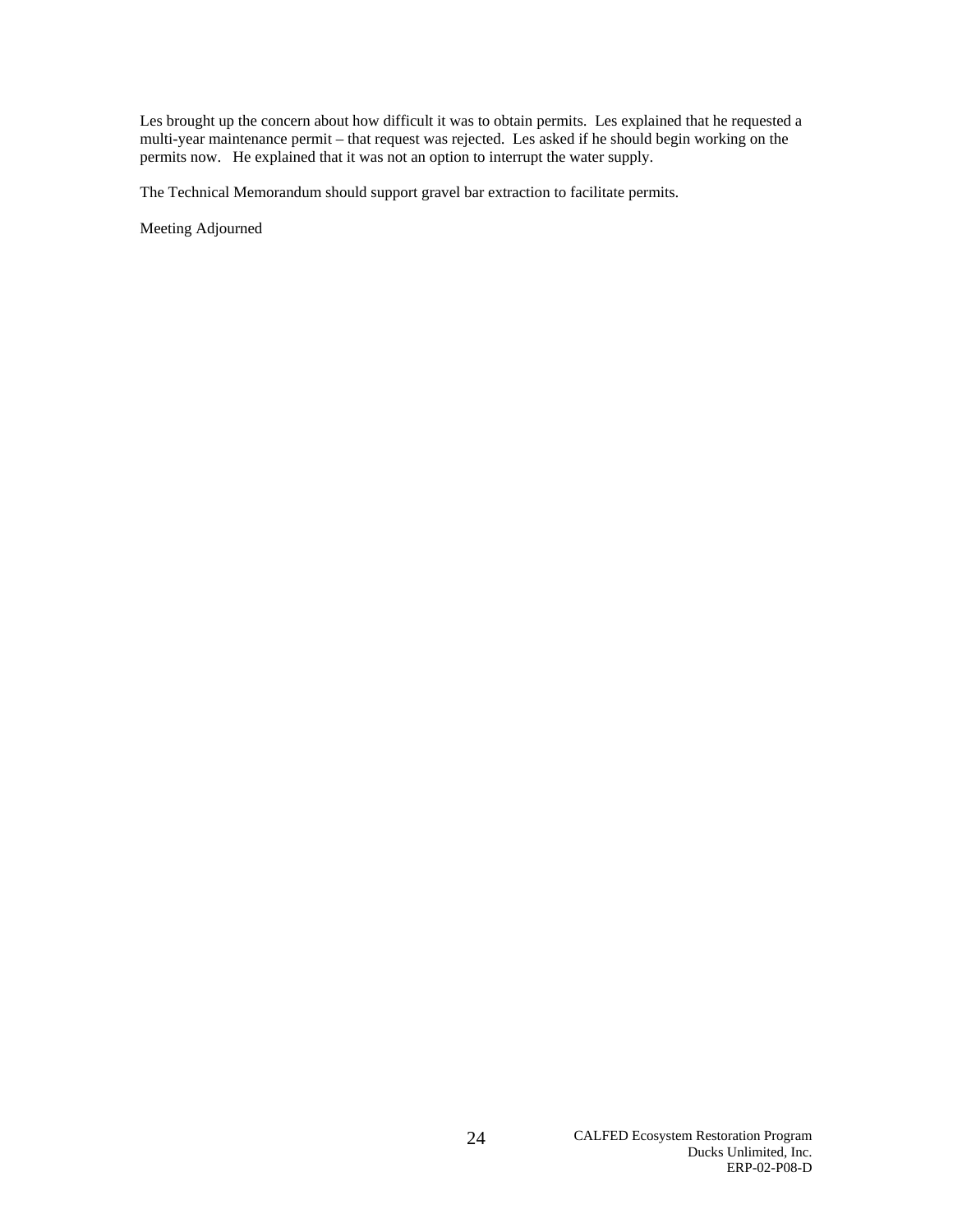Les brought up the concern about how difficult it was to obtain permits. Les explained that he requested a multi-year maintenance permit – that request was rejected. Les asked if he should begin working on the permits now. He explained that it was not an option to interrupt the water supply.

The Technical Memorandum should support gravel bar extraction to facilitate permits.

Meeting Adjourned